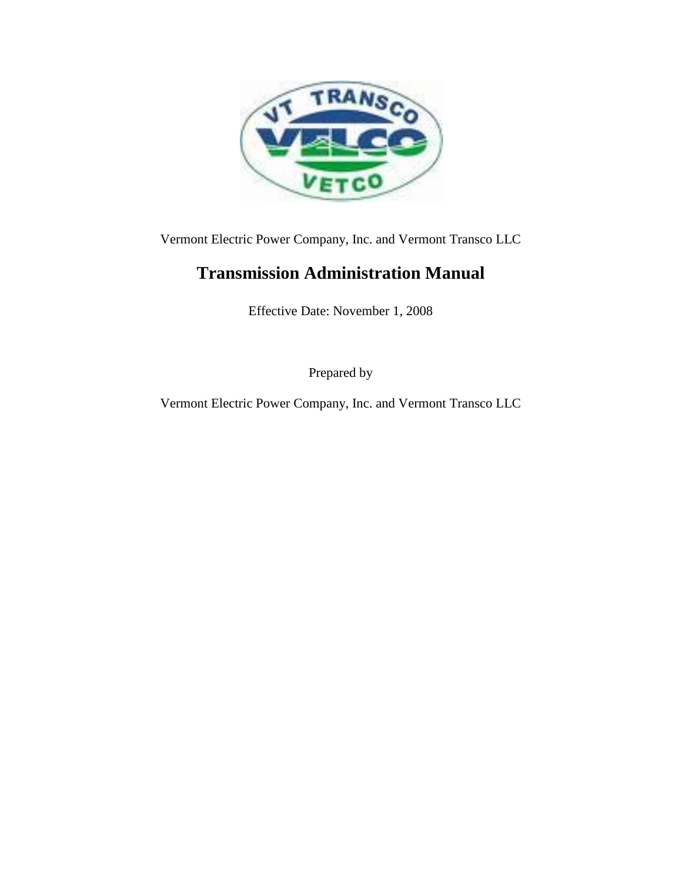Vermont Electric Power Company, Inc. and Vermont Transco LLC

# Transmission Administration Manual

Effective Date: November 1, 2008

Prepared by

Vermont Electric Power Company, Inc. and Vermont Transco LLC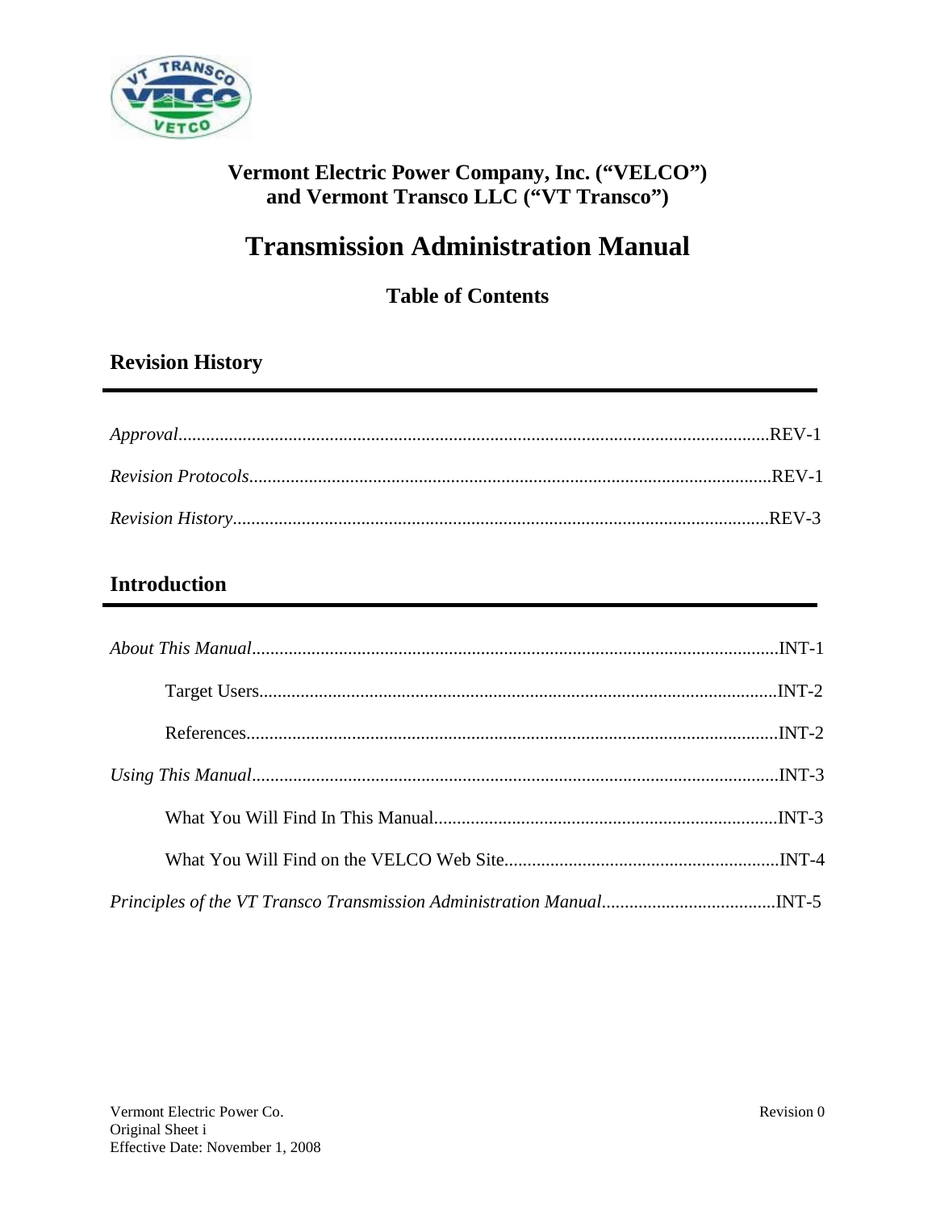**Vermont Electric Power Company, Inc. (“VELCO”)**
**and Vermont Transco LLC (“VT Transco”)**

# Transmission Administration Manual

## Table of Contents

## Revision History

*Approval*................................................................................................................REV-1

*Revision Protocols*.................................................................................................REV-1

*Revision History*....................................................................................................REV-3

## Introduction

*About This Manual*..................................................................................................INT-1

Target Users................................................................................................INT-2

References...................................................................................................INT-2

*Using This Manual*...................................................................................................INT-3

What You Will Find In This Manual..........................................................................INT-3

What You Will Find on the VELCO Web Site...........................................................INT-4

*Principles of the VT Transco Transmission Administration Manual*......................................INT-5

Vermont Electric Power Co.
Original Sheet i
Effective Date: November 1, 2008

Revision 0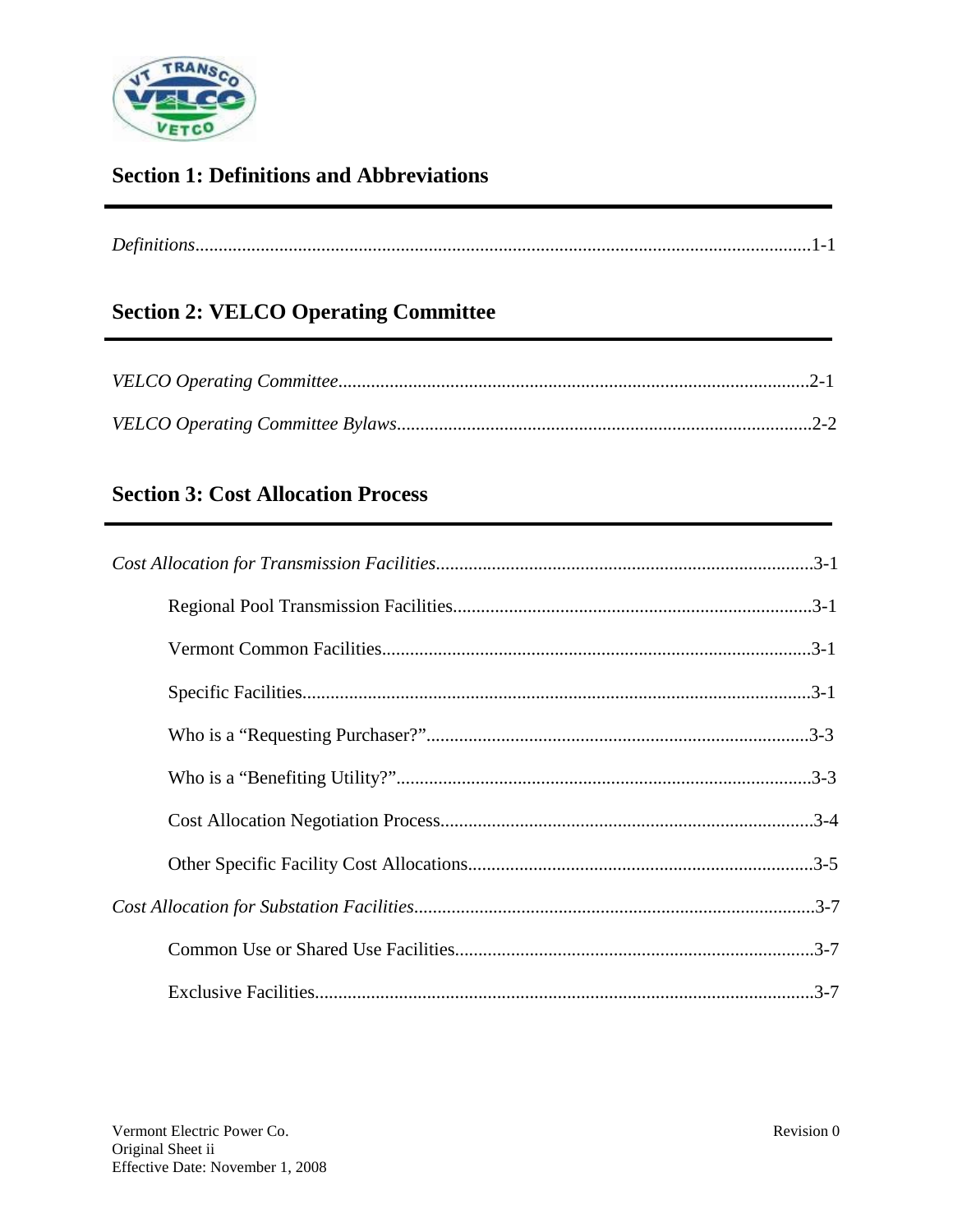## Section 1: Definitions and Abbreviations

*Definitions*..........................................................................................................................1-1

## Section 2: VELCO Operating Committee

*VELCO Operating Committee*.....................................................................................................2-1

*VELCO Operating Committee Bylaws*.........................................................................................2-2

## Section 3: Cost Allocation Process

*Cost Allocation for Transmission Facilities*.................................................................................3-1

- Regional Pool Transmission Facilities.............................................................................3-1
- Vermont Common Facilities............................................................................................3-1
- Specific Facilities.............................................................................................................3-1
- Who is a "Requesting Purchaser?".................................................................................3-3
- Who is a "Benefiting Utility?".........................................................................................3-3
- Cost Allocation Negotiation Process................................................................................3-4
- Other Specific Facility Cost Allocations..........................................................................3-5

*Cost Allocation for Substation Facilities*......................................................................................3-7

- Common Use or Shared Use Facilities.............................................................................3-7
- Exclusive Facilities...........................................................................................................3-7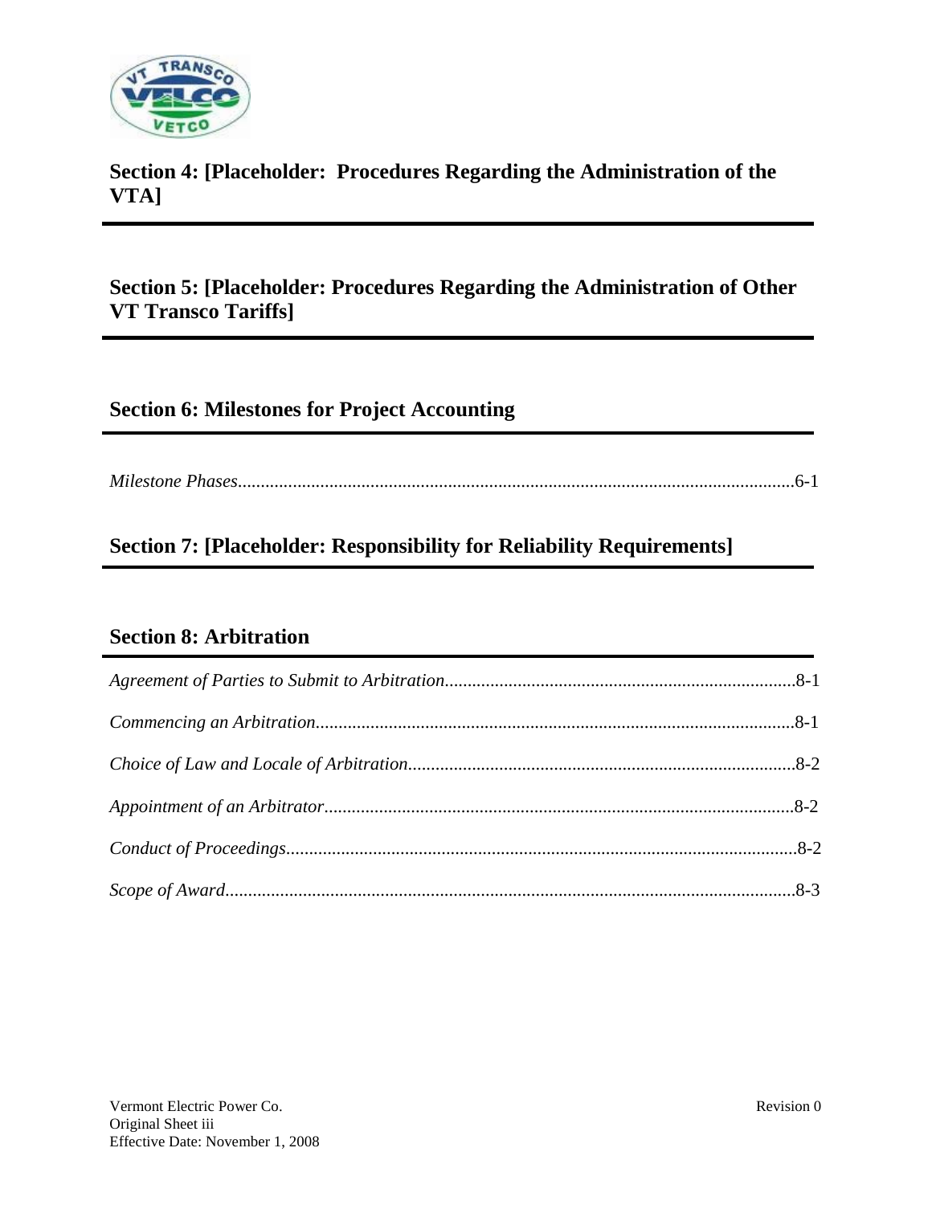## Section 4: [Placeholder: Procedures Regarding the Administration of the VTA]

## Section 5: [Placeholder: Procedures Regarding the Administration of Other VT Transco Tariffs]

## Section 6: Milestones for Project Accounting

*Milestone Phases*.........................................................................................................................6-1

## Section 7: [Placeholder: Responsibility for Reliability Requirements]

## Section 8: Arbitration

*Agreement of Parties to Submit to Arbitration*.............................................................................8-1

*Commencing an Arbitration*.........................................................................................................8-1

*Choice of Law and Locale of Arbitration*.....................................................................................8-2

*Appointment of an Arbitrator*.......................................................................................................8-2

*Conduct of Proceedings*................................................................................................................8-2

*Scope of Award*............................................................................................................................8-3

Vermont Electric Power Co.
Original Sheet iii
Effective Date: November 1, 2008

Revision 0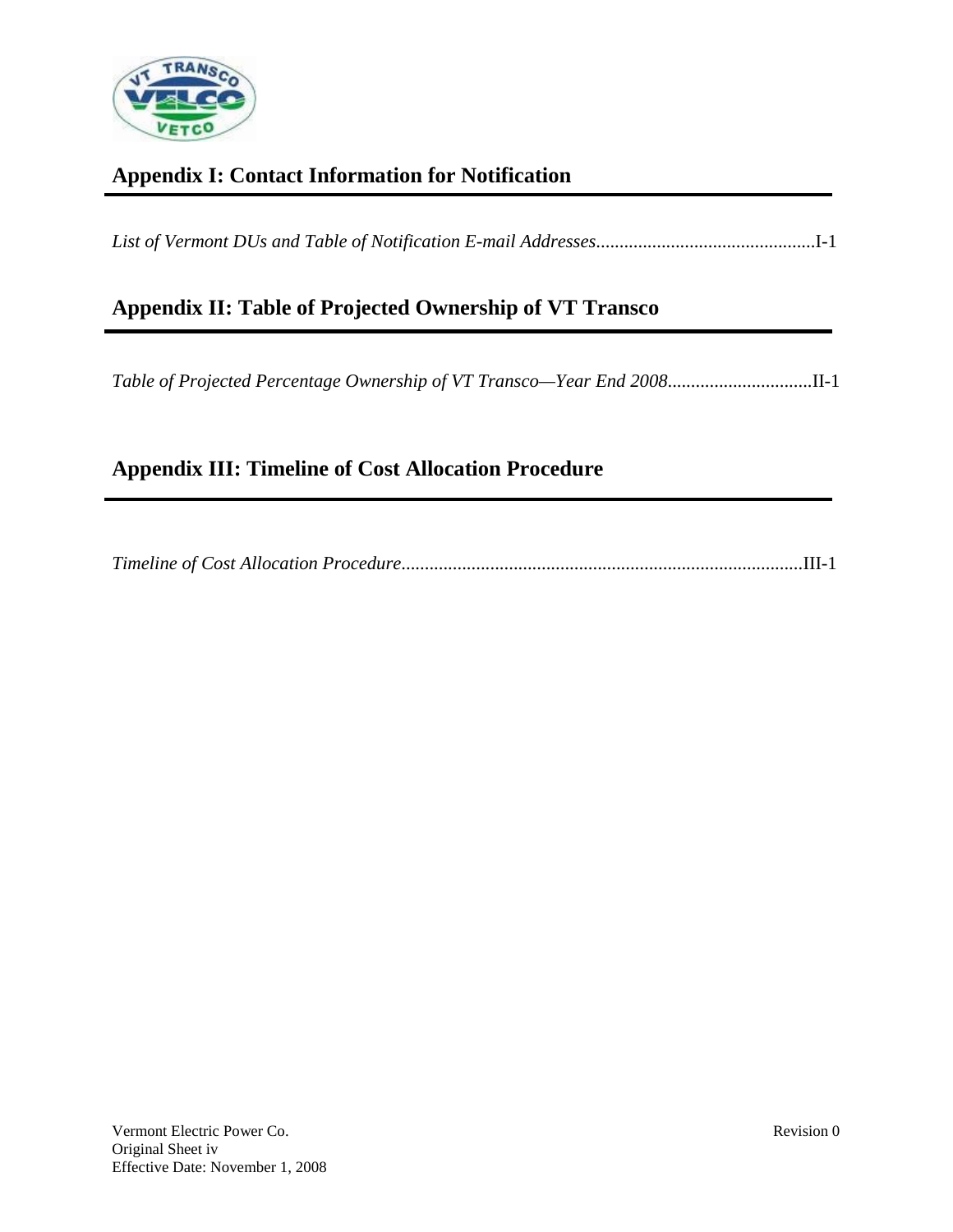## Appendix I: Contact Information for Notification

*List of Vermont DUs and Table of Notification E-mail Addresses*...............................................I-1

## Appendix II: Table of Projected Ownership of VT Transco

*Table of Projected Percentage Ownership of VT Transco—Year End 2008*...............................II-1

## Appendix III: Timeline of Cost Allocation Procedure

*Timeline of Cost Allocation Procedure*......................................................................................III-1

Vermont Electric Power Co.
Original Sheet iv
Effective Date: November 1, 2008

Revision 0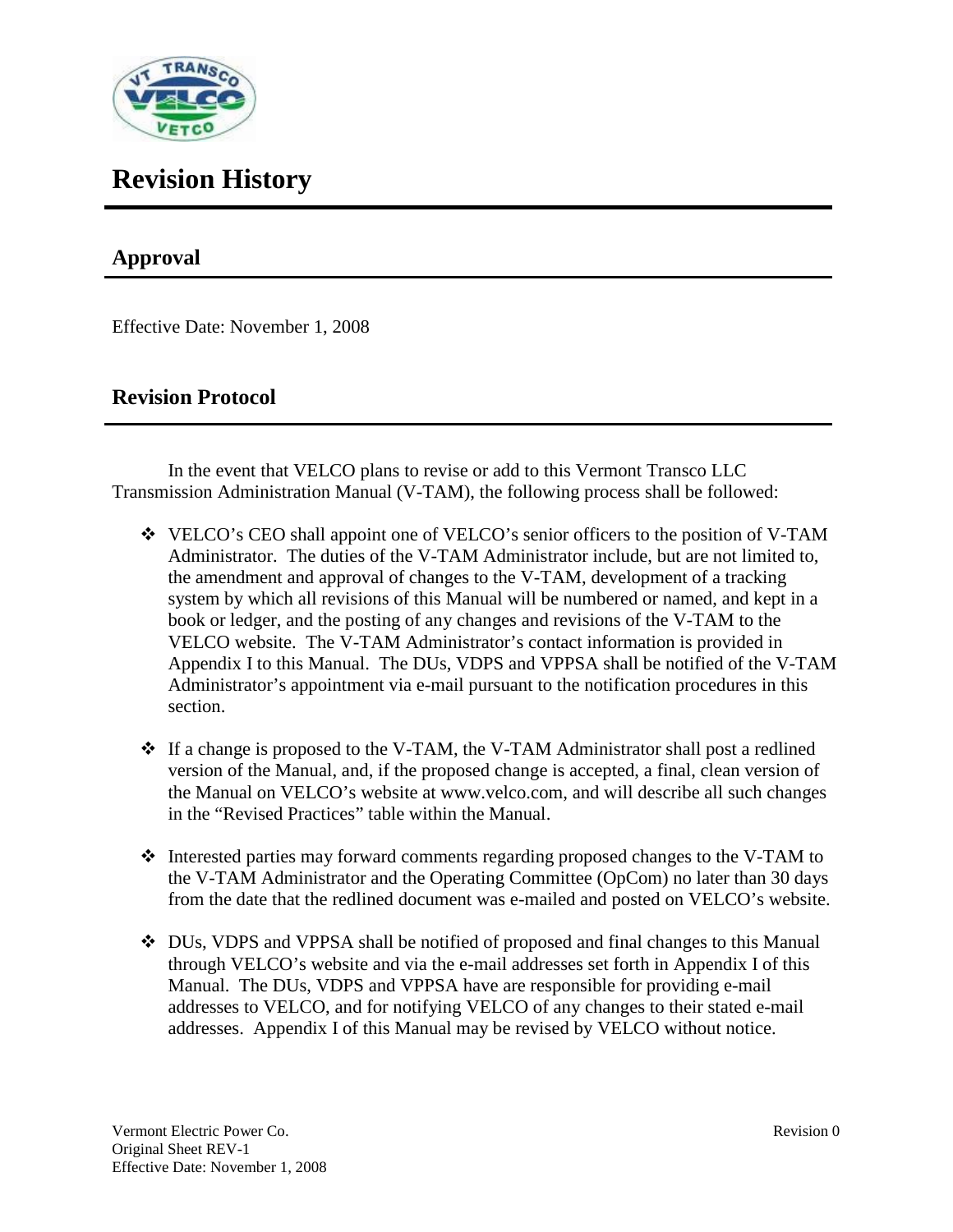# Revision History

## Approval

Effective Date: November 1, 2008

## Revision Protocol

In the event that VELCO plans to revise or add to this Vermont Transco LLC Transmission Administration Manual (V-TAM), the following process shall be followed:

- VELCO's CEO shall appoint one of VELCO's senior officers to the position of V-TAM Administrator. The duties of the V-TAM Administrator include, but are not limited to, the amendment and approval of changes to the V-TAM, development of a tracking system by which all revisions of this Manual will be numbered or named, and kept in a book or ledger, and the posting of any changes and revisions of the V-TAM to the VELCO website. The V-TAM Administrator's contact information is provided in Appendix I to this Manual. The DUs, VDPS and VPPSA shall be notified of the V-TAM Administrator's appointment via e-mail pursuant to the notification procedures in this section.

- If a change is proposed to the V-TAM, the V-TAM Administrator shall post a redlined version of the Manual, and, if the proposed change is accepted, a final, clean version of the Manual on VELCO's website at www.velco.com, and will describe all such changes in the "Revised Practices" table within the Manual.

- Interested parties may forward comments regarding proposed changes to the V-TAM to the V-TAM Administrator and the Operating Committee (OpCom) no later than 30 days from the date that the redlined document was e-mailed and posted on VELCO's website.

- DUs, VDPS and VPPSA shall be notified of proposed and final changes to this Manual through VELCO's website and via the e-mail addresses set forth in Appendix I of this Manual. The DUs, VDPS and VPPSA have are responsible for providing e-mail addresses to VELCO, and for notifying VELCO of any changes to their stated e-mail addresses. Appendix I of this Manual may be revised by VELCO without notice.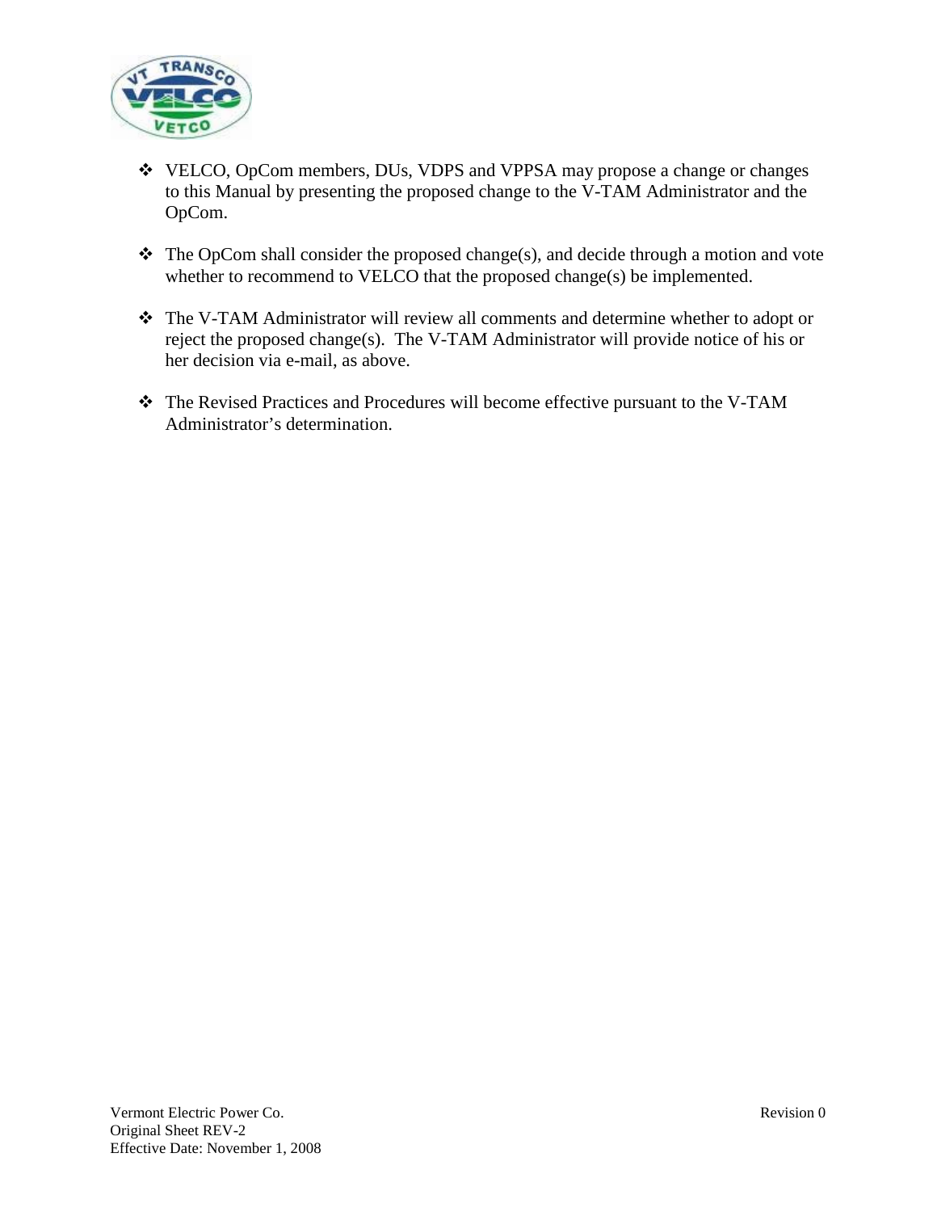- VELCO, OpCom members, DUs, VDPS and VPPSA may propose a change or changes to this Manual by presenting the proposed change to the V-TAM Administrator and the OpCom.

- The OpCom shall consider the proposed change(s), and decide through a motion and vote whether to recommend to VELCO that the proposed change(s) be implemented.

- The V-TAM Administrator will review all comments and determine whether to adopt or reject the proposed change(s). The V-TAM Administrator will provide notice of his or her decision via e-mail, as above.

- The Revised Practices and Procedures will become effective pursuant to the V-TAM Administrator's determination.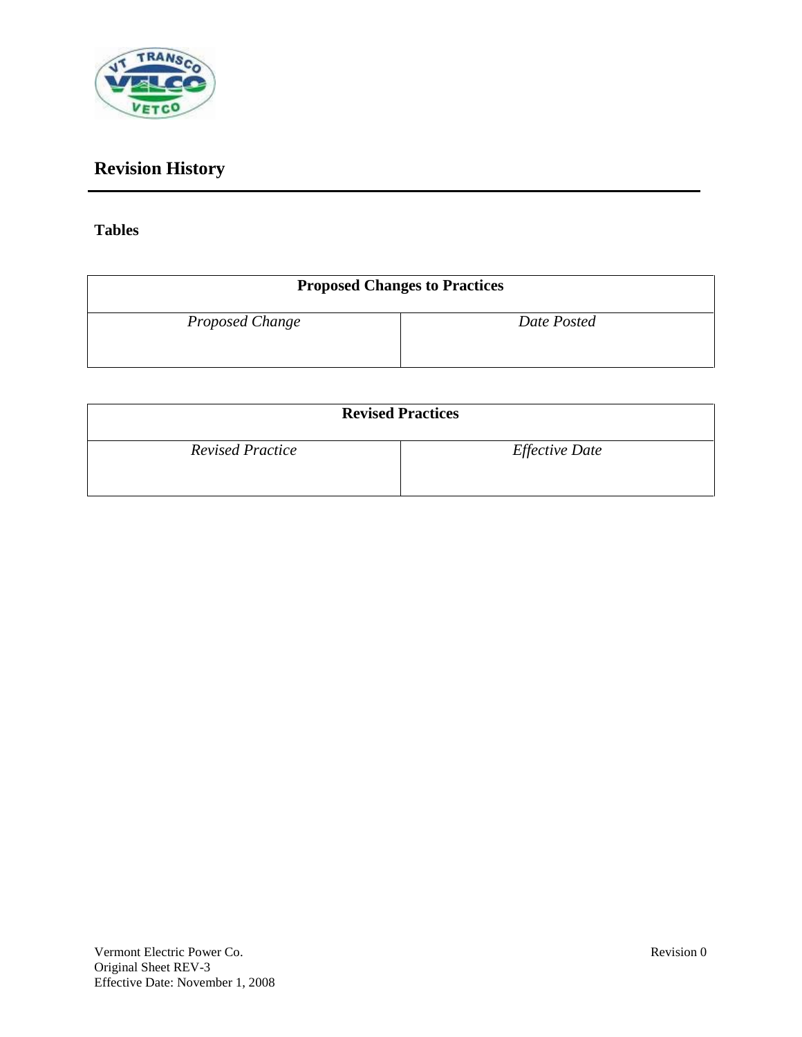# Revision History

### Tables

| Proposed Changes to Practices | |
|---|---|
| *Proposed Change* | *Date Posted* |

| Revised Practices | |
|---|---|
| *Revised Practice* | *Effective Date* |

Vermont Electric Power Co.
Original Sheet REV-3
Effective Date: November 1, 2008

Revision 0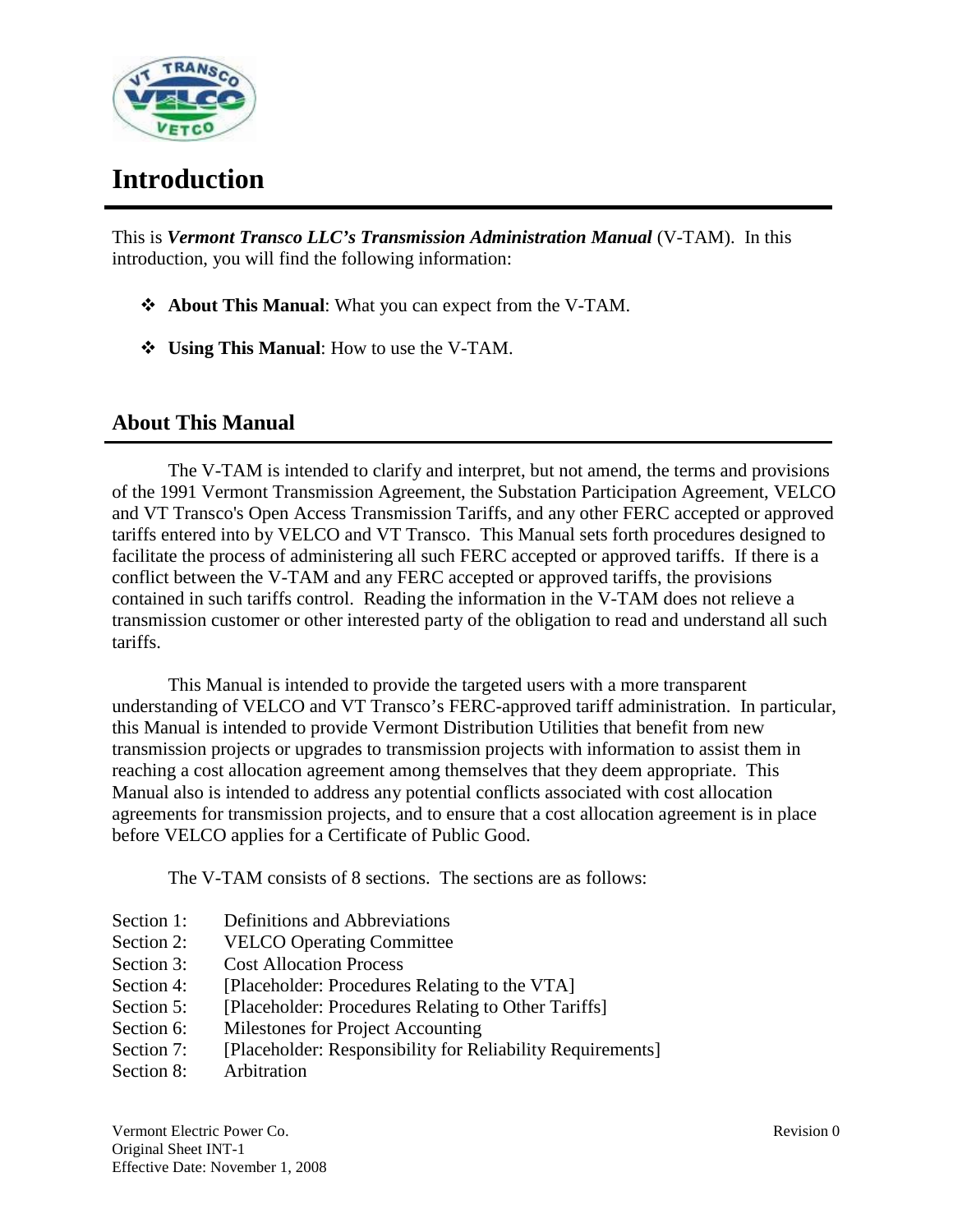# Introduction

This is ***Vermont Transco LLC's Transmission Administration Manual*** (V-TAM). In this introduction, you will find the following information:

- **About This Manual**: What you can expect from the V-TAM.
- **Using This Manual**: How to use the V-TAM.

## About This Manual

The V-TAM is intended to clarify and interpret, but not amend, the terms and provisions of the 1991 Vermont Transmission Agreement, the Substation Participation Agreement, VELCO and VT Transco's Open Access Transmission Tariffs, and any other FERC accepted or approved tariffs entered into by VELCO and VT Transco. This Manual sets forth procedures designed to facilitate the process of administering all such FERC accepted or approved tariffs. If there is a conflict between the V-TAM and any FERC accepted or approved tariffs, the provisions contained in such tariffs control. Reading the information in the V-TAM does not relieve a transmission customer or other interested party of the obligation to read and understand all such tariffs.

This Manual is intended to provide the targeted users with a more transparent understanding of VELCO and VT Transco's FERC-approved tariff administration. In particular, this Manual is intended to provide Vermont Distribution Utilities that benefit from new transmission projects or upgrades to transmission projects with information to assist them in reaching a cost allocation agreement among themselves that they deem appropriate. This Manual also is intended to address any potential conflicts associated with cost allocation agreements for transmission projects, and to ensure that a cost allocation agreement is in place before VELCO applies for a Certificate of Public Good.

The V-TAM consists of 8 sections. The sections are as follows:

| | |
|---|---|
| Section 1: | Definitions and Abbreviations |
| Section 2: | VELCO Operating Committee |
| Section 3: | Cost Allocation Process |
| Section 4: | [Placeholder: Procedures Relating to the VTA] |
| Section 5: | [Placeholder: Procedures Relating to Other Tariffs] |
| Section 6: | Milestones for Project Accounting |
| Section 7: | [Placeholder: Responsibility for Reliability Requirements] |
| Section 8: | Arbitration |

Vermont Electric Power Co.
Original Sheet INT-1
Effective Date: November 1, 2008

Revision 0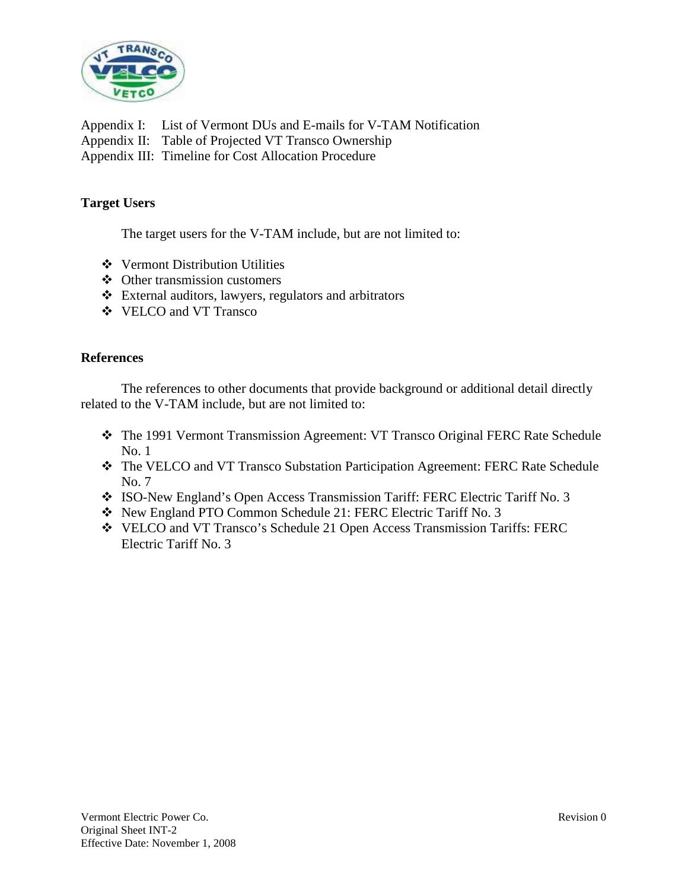Appendix I: List of Vermont DUs and E-mails for V-TAM Notification
Appendix II: Table of Projected VT Transco Ownership
Appendix III: Timeline for Cost Allocation Procedure

**Target Users**

The target users for the V-TAM include, but are not limited to:

- Vermont Distribution Utilities
- Other transmission customers
- External auditors, lawyers, regulators and arbitrators
- VELCO and VT Transco

**References**

The references to other documents that provide background or additional detail directly related to the V-TAM include, but are not limited to:

- The 1991 Vermont Transmission Agreement: VT Transco Original FERC Rate Schedule No. 1
- The VELCO and VT Transco Substation Participation Agreement: FERC Rate Schedule No. 7
- ISO-New England's Open Access Transmission Tariff: FERC Electric Tariff No. 3
- New England PTO Common Schedule 21: FERC Electric Tariff No. 3
- VELCO and VT Transco's Schedule 21 Open Access Transmission Tariffs: FERC Electric Tariff No. 3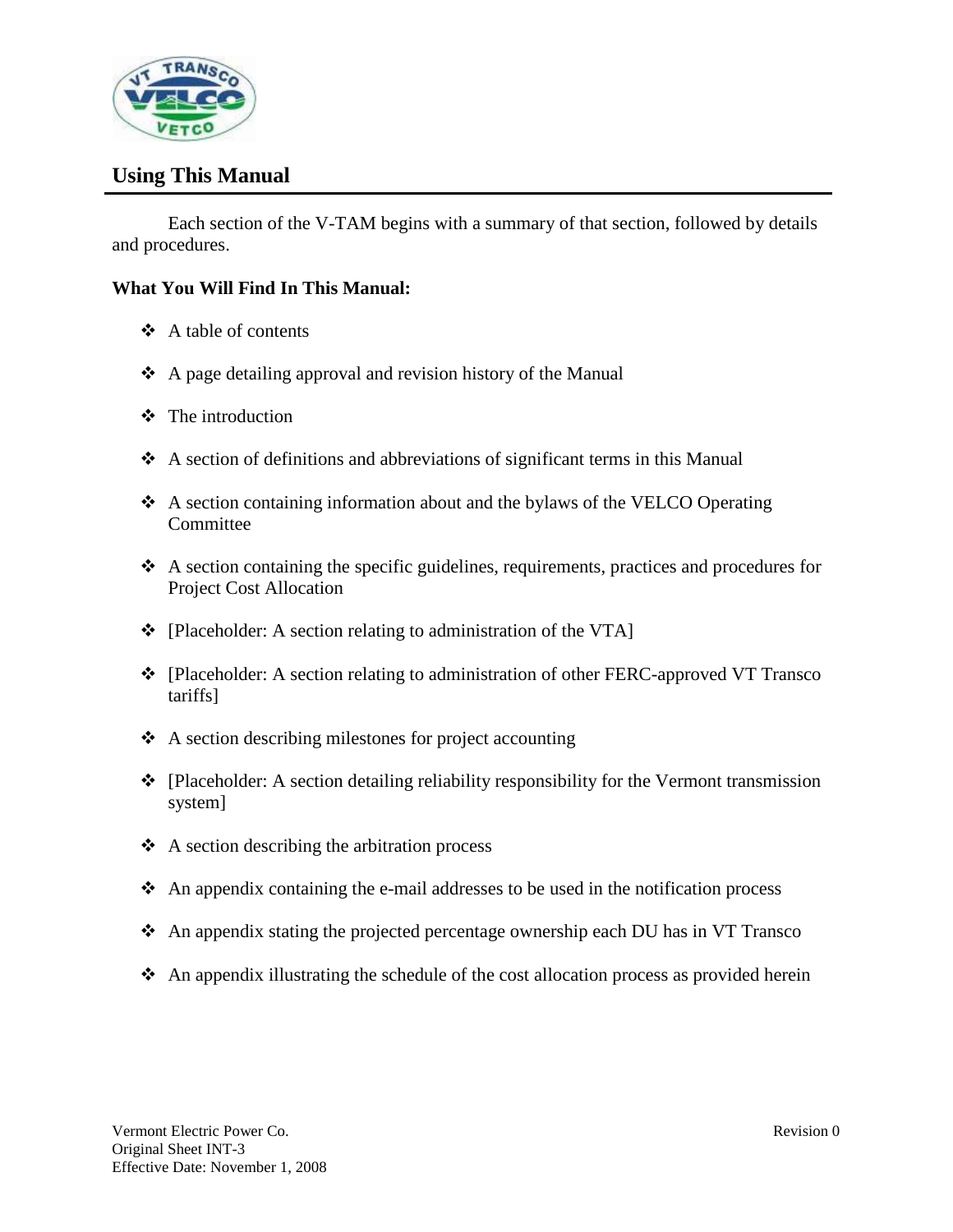## Using This Manual

Each section of the V-TAM begins with a summary of that section, followed by details and procedures.

**What You Will Find In This Manual:**

- A table of contents
- A page detailing approval and revision history of the Manual
- The introduction
- A section of definitions and abbreviations of significant terms in this Manual
- A section containing information about and the bylaws of the VELCO Operating Committee
- A section containing the specific guidelines, requirements, practices and procedures for Project Cost Allocation
- [Placeholder: A section relating to administration of the VTA]
- [Placeholder: A section relating to administration of other FERC-approved VT Transco tariffs]
- A section describing milestones for project accounting
- [Placeholder: A section detailing reliability responsibility for the Vermont transmission system]
- A section describing the arbitration process
- An appendix containing the e-mail addresses to be used in the notification process
- An appendix stating the projected percentage ownership each DU has in VT Transco
- An appendix illustrating the schedule of the cost allocation process as provided herein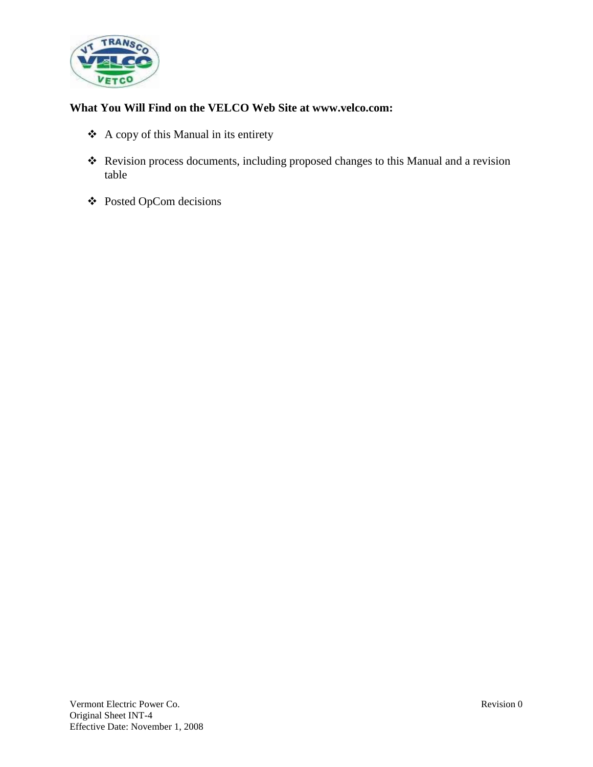**What You Will Find on the VELCO Web Site at www.velco.com:**

- A copy of this Manual in its entirety
- Revision process documents, including proposed changes to this Manual and a revision table
- Posted OpCom decisions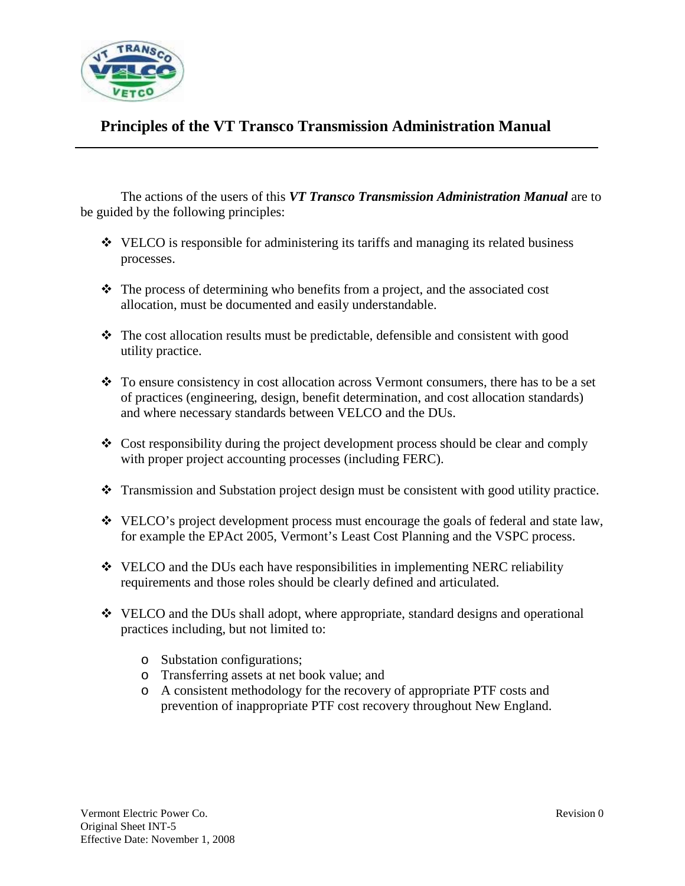# Principles of the VT Transco Transmission Administration Manual

The actions of the users of this ***VT Transco Transmission Administration Manual*** are to be guided by the following principles:

- VELCO is responsible for administering its tariffs and managing its related business processes.
- The process of determining who benefits from a project, and the associated cost allocation, must be documented and easily understandable.
- The cost allocation results must be predictable, defensible and consistent with good utility practice.
- To ensure consistency in cost allocation across Vermont consumers, there has to be a set of practices (engineering, design, benefit determination, and cost allocation standards) and where necessary standards between VELCO and the DUs.
- Cost responsibility during the project development process should be clear and comply with proper project accounting processes (including FERC).
- Transmission and Substation project design must be consistent with good utility practice.
- VELCO's project development process must encourage the goals of federal and state law, for example the EPAct 2005, Vermont's Least Cost Planning and the VSPC process.
- VELCO and the DUs each have responsibilities in implementing NERC reliability requirements and those roles should be clearly defined and articulated.
- VELCO and the DUs shall adopt, where appropriate, standard designs and operational practices including, but not limited to:
    - Substation configurations;
    - Transferring assets at net book value; and
    - A consistent methodology for the recovery of appropriate PTF costs and prevention of inappropriate PTF cost recovery throughout New England.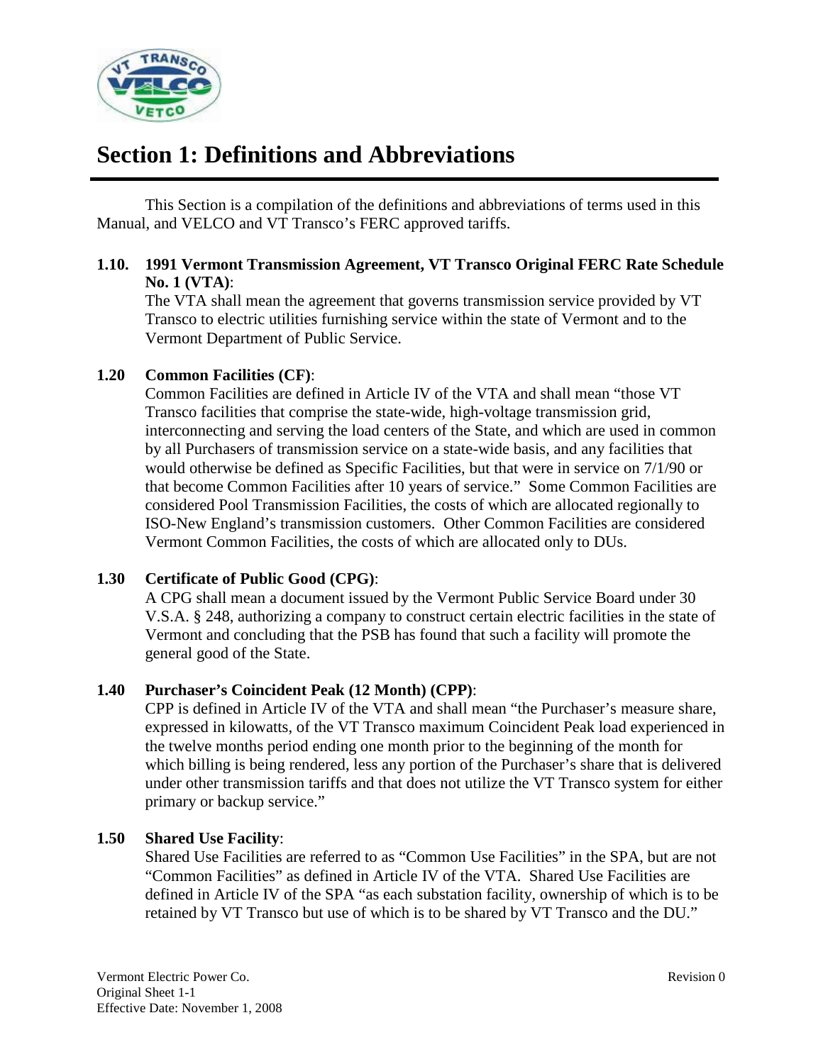# Section 1: Definitions and Abbreviations

This Section is a compilation of the definitions and abbreviations of terms used in this Manual, and VELCO and VT Transco's FERC approved tariffs.

**1.10. 1991 Vermont Transmission Agreement, VT Transco Original FERC Rate Schedule No. 1 (VTA)**:

The VTA shall mean the agreement that governs transmission service provided by VT Transco to electric utilities furnishing service within the state of Vermont and to the Vermont Department of Public Service.

**1.20 Common Facilities (CF)**:

Common Facilities are defined in Article IV of the VTA and shall mean "those VT Transco facilities that comprise the state-wide, high-voltage transmission grid, interconnecting and serving the load centers of the State, and which are used in common by all Purchasers of transmission service on a state-wide basis, and any facilities that would otherwise be defined as Specific Facilities, but that were in service on 7/1/90 or that become Common Facilities after 10 years of service." Some Common Facilities are considered Pool Transmission Facilities, the costs of which are allocated regionally to ISO-New England's transmission customers. Other Common Facilities are considered Vermont Common Facilities, the costs of which are allocated only to DUs.

**1.30 Certificate of Public Good (CPG)**:

A CPG shall mean a document issued by the Vermont Public Service Board under 30 V.S.A. § 248, authorizing a company to construct certain electric facilities in the state of Vermont and concluding that the PSB has found that such a facility will promote the general good of the State.

**1.40 Purchaser's Coincident Peak (12 Month) (CPP)**:

CPP is defined in Article IV of the VTA and shall mean "the Purchaser's measure share, expressed in kilowatts, of the VT Transco maximum Coincident Peak load experienced in the twelve months period ending one month prior to the beginning of the month for which billing is being rendered, less any portion of the Purchaser's share that is delivered under other transmission tariffs and that does not utilize the VT Transco system for either primary or backup service."

**1.50 Shared Use Facility**:

Shared Use Facilities are referred to as "Common Use Facilities" in the SPA, but are not "Common Facilities" as defined in Article IV of the VTA. Shared Use Facilities are defined in Article IV of the SPA "as each substation facility, ownership of which is to be retained by VT Transco but use of which is to be shared by VT Transco and the DU."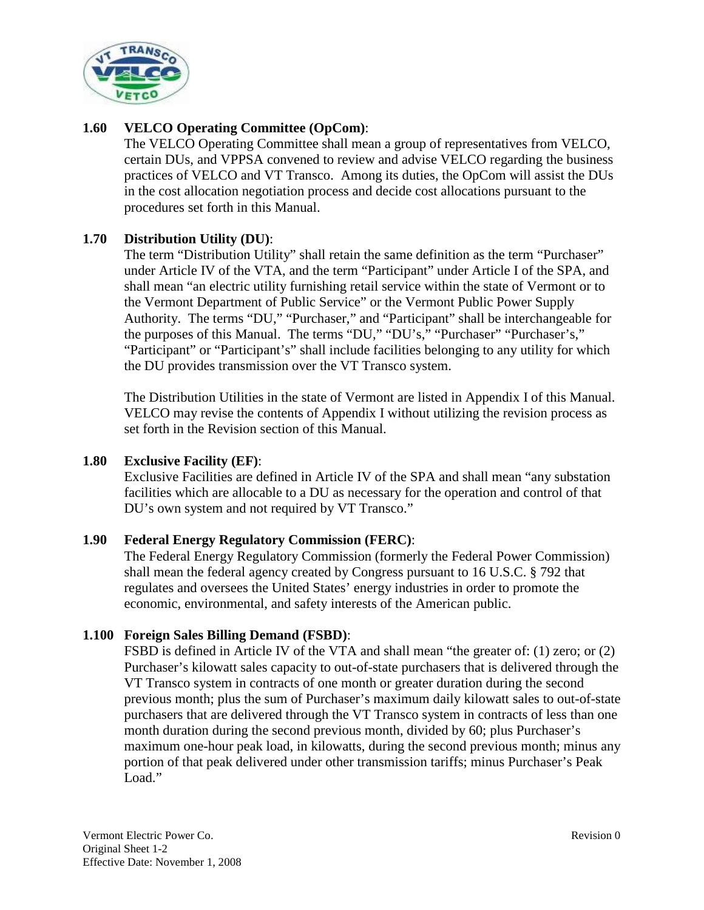**1.60 VELCO Operating Committee (OpCom)**:

The VELCO Operating Committee shall mean a group of representatives from VELCO, certain DUs, and VPPSA convened to review and advise VELCO regarding the business practices of VELCO and VT Transco. Among its duties, the OpCom will assist the DUs in the cost allocation negotiation process and decide cost allocations pursuant to the procedures set forth in this Manual.

**1.70 Distribution Utility (DU)**:

The term "Distribution Utility" shall retain the same definition as the term "Purchaser" under Article IV of the VTA, and the term "Participant" under Article I of the SPA, and shall mean "an electric utility furnishing retail service within the state of Vermont or to the Vermont Department of Public Service" or the Vermont Public Power Supply Authority. The terms "DU," "Purchaser," and "Participant" shall be interchangeable for the purposes of this Manual. The terms "DU," "DU's," "Purchaser" "Purchaser's," "Participant" or "Participant's" shall include facilities belonging to any utility for which the DU provides transmission over the VT Transco system.

The Distribution Utilities in the state of Vermont are listed in Appendix I of this Manual. VELCO may revise the contents of Appendix I without utilizing the revision process as set forth in the Revision section of this Manual.

**1.80 Exclusive Facility (EF)**:

Exclusive Facilities are defined in Article IV of the SPA and shall mean "any substation facilities which are allocable to a DU as necessary for the operation and control of that DU's own system and not required by VT Transco."

**1.90 Federal Energy Regulatory Commission (FERC)**:

The Federal Energy Regulatory Commission (formerly the Federal Power Commission) shall mean the federal agency created by Congress pursuant to 16 U.S.C. § 792 that regulates and oversees the United States' energy industries in order to promote the economic, environmental, and safety interests of the American public.

**1.100 Foreign Sales Billing Demand (FSBD)**:

FSBD is defined in Article IV of the VTA and shall mean "the greater of: (1) zero; or (2) Purchaser's kilowatt sales capacity to out-of-state purchasers that is delivered through the VT Transco system in contracts of one month or greater duration during the second previous month; plus the sum of Purchaser's maximum daily kilowatt sales to out-of-state purchasers that are delivered through the VT Transco system in contracts of less than one month duration during the second previous month, divided by 60; plus Purchaser's maximum one-hour peak load, in kilowatts, during the second previous month; minus any portion of that peak delivered under other transmission tariffs; minus Purchaser's Peak Load."

Vermont Electric Power Co.
Original Sheet 1-2
Effective Date: November 1, 2008

Revision 0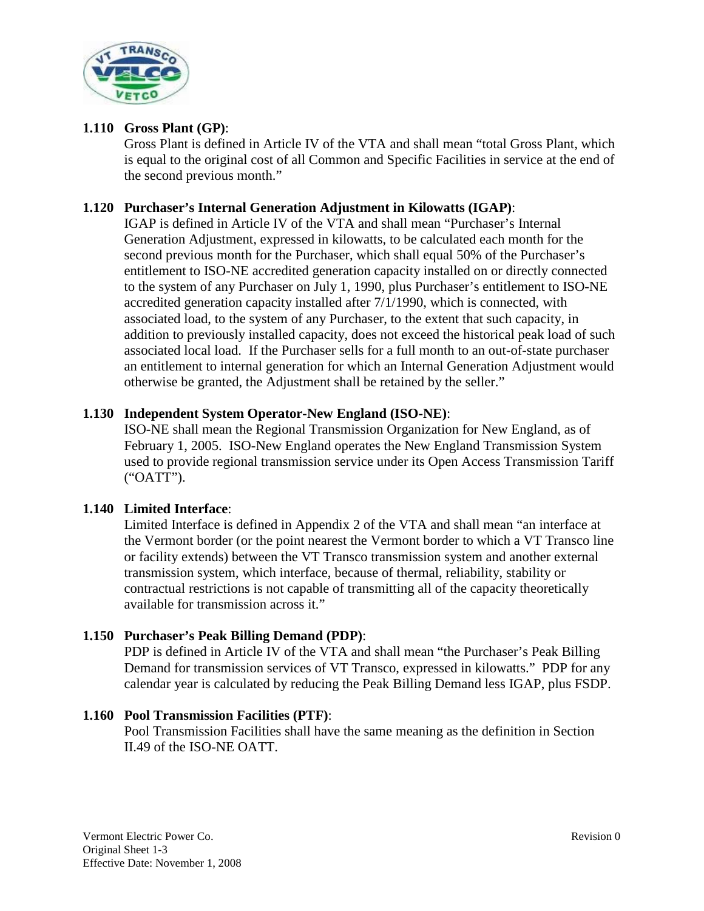**1.110 Gross Plant (GP)**:

Gross Plant is defined in Article IV of the VTA and shall mean "total Gross Plant, which is equal to the original cost of all Common and Specific Facilities in service at the end of the second previous month."

**1.120 Purchaser's Internal Generation Adjustment in Kilowatts (IGAP)**:

IGAP is defined in Article IV of the VTA and shall mean "Purchaser's Internal Generation Adjustment, expressed in kilowatts, to be calculated each month for the second previous month for the Purchaser, which shall equal 50% of the Purchaser's entitlement to ISO-NE accredited generation capacity installed on or directly connected to the system of any Purchaser on July 1, 1990, plus Purchaser's entitlement to ISO-NE accredited generation capacity installed after 7/1/1990, which is connected, with associated load, to the system of any Purchaser, to the extent that such capacity, in addition to previously installed capacity, does not exceed the historical peak load of such associated local load. If the Purchaser sells for a full month to an out-of-state purchaser an entitlement to internal generation for which an Internal Generation Adjustment would otherwise be granted, the Adjustment shall be retained by the seller."

**1.130 Independent System Operator-New England (ISO-NE)**:

ISO-NE shall mean the Regional Transmission Organization for New England, as of February 1, 2005. ISO-New England operates the New England Transmission System used to provide regional transmission service under its Open Access Transmission Tariff ("OATT").

**1.140 Limited Interface**:

Limited Interface is defined in Appendix 2 of the VTA and shall mean "an interface at the Vermont border (or the point nearest the Vermont border to which a VT Transco line or facility extends) between the VT Transco transmission system and another external transmission system, which interface, because of thermal, reliability, stability or contractual restrictions is not capable of transmitting all of the capacity theoretically available for transmission across it."

**1.150 Purchaser's Peak Billing Demand (PDP)**:

PDP is defined in Article IV of the VTA and shall mean "the Purchaser's Peak Billing Demand for transmission services of VT Transco, expressed in kilowatts." PDP for any calendar year is calculated by reducing the Peak Billing Demand less IGAP, plus FSDP.

**1.160 Pool Transmission Facilities (PTF)**:

Pool Transmission Facilities shall have the same meaning as the definition in Section II.49 of the ISO-NE OATT.

Vermont Electric Power Co.
Original Sheet 1-3
Effective Date: November 1, 2008

Revision 0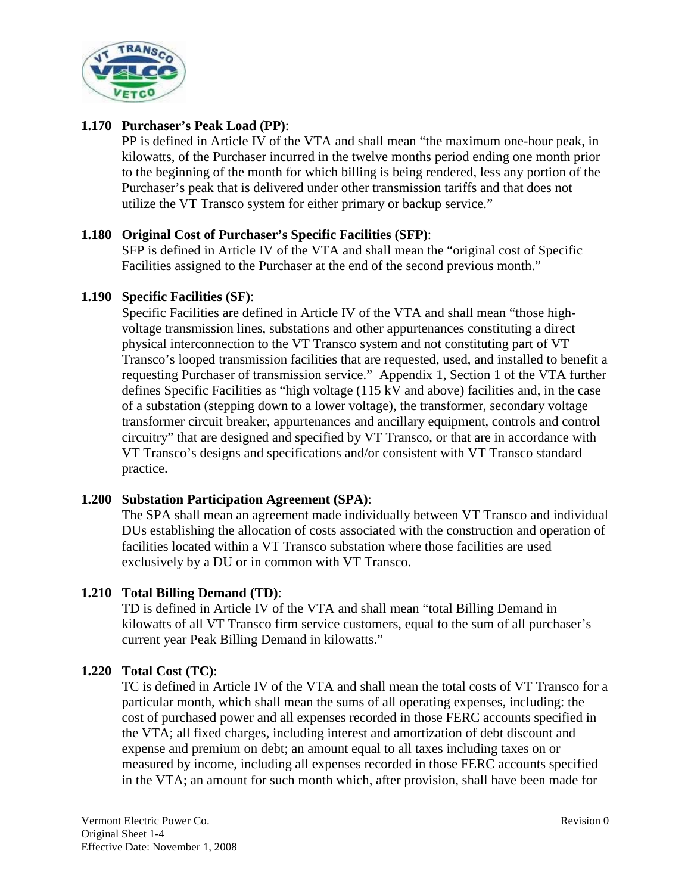**1.170 Purchaser's Peak Load (PP)**:

PP is defined in Article IV of the VTA and shall mean "the maximum one-hour peak, in kilowatts, of the Purchaser incurred in the twelve months period ending one month prior to the beginning of the month for which billing is being rendered, less any portion of the Purchaser's peak that is delivered under other transmission tariffs and that does not utilize the VT Transco system for either primary or backup service."

**1.180 Original Cost of Purchaser's Specific Facilities (SFP)**:

SFP is defined in Article IV of the VTA and shall mean the "original cost of Specific Facilities assigned to the Purchaser at the end of the second previous month."

**1.190 Specific Facilities (SF)**:

Specific Facilities are defined in Article IV of the VTA and shall mean "those high-voltage transmission lines, substations and other appurtenances constituting a direct physical interconnection to the VT Transco system and not constituting part of VT Transco's looped transmission facilities that are requested, used, and installed to benefit a requesting Purchaser of transmission service." Appendix 1, Section 1 of the VTA further defines Specific Facilities as "high voltage (115 kV and above) facilities and, in the case of a substation (stepping down to a lower voltage), the transformer, secondary voltage transformer circuit breaker, appurtenances and ancillary equipment, controls and control circuitry" that are designed and specified by VT Transco, or that are in accordance with VT Transco's designs and specifications and/or consistent with VT Transco standard practice.

**1.200 Substation Participation Agreement (SPA)**:

The SPA shall mean an agreement made individually between VT Transco and individual DUs establishing the allocation of costs associated with the construction and operation of facilities located within a VT Transco substation where those facilities are used exclusively by a DU or in common with VT Transco.

**1.210 Total Billing Demand (TD)**:

TD is defined in Article IV of the VTA and shall mean "total Billing Demand in kilowatts of all VT Transco firm service customers, equal to the sum of all purchaser's current year Peak Billing Demand in kilowatts."

**1.220 Total Cost (TC)**:

TC is defined in Article IV of the VTA and shall mean the total costs of VT Transco for a particular month, which shall mean the sums of all operating expenses, including: the cost of purchased power and all expenses recorded in those FERC accounts specified in the VTA; all fixed charges, including interest and amortization of debt discount and expense and premium on debt; an amount equal to all taxes including taxes on or measured by income, including all expenses recorded in those FERC accounts specified in the VTA; an amount for such month which, after provision, shall have been made for

Vermont Electric Power Co. Revision 0
Original Sheet 1-4
Effective Date: November 1, 2008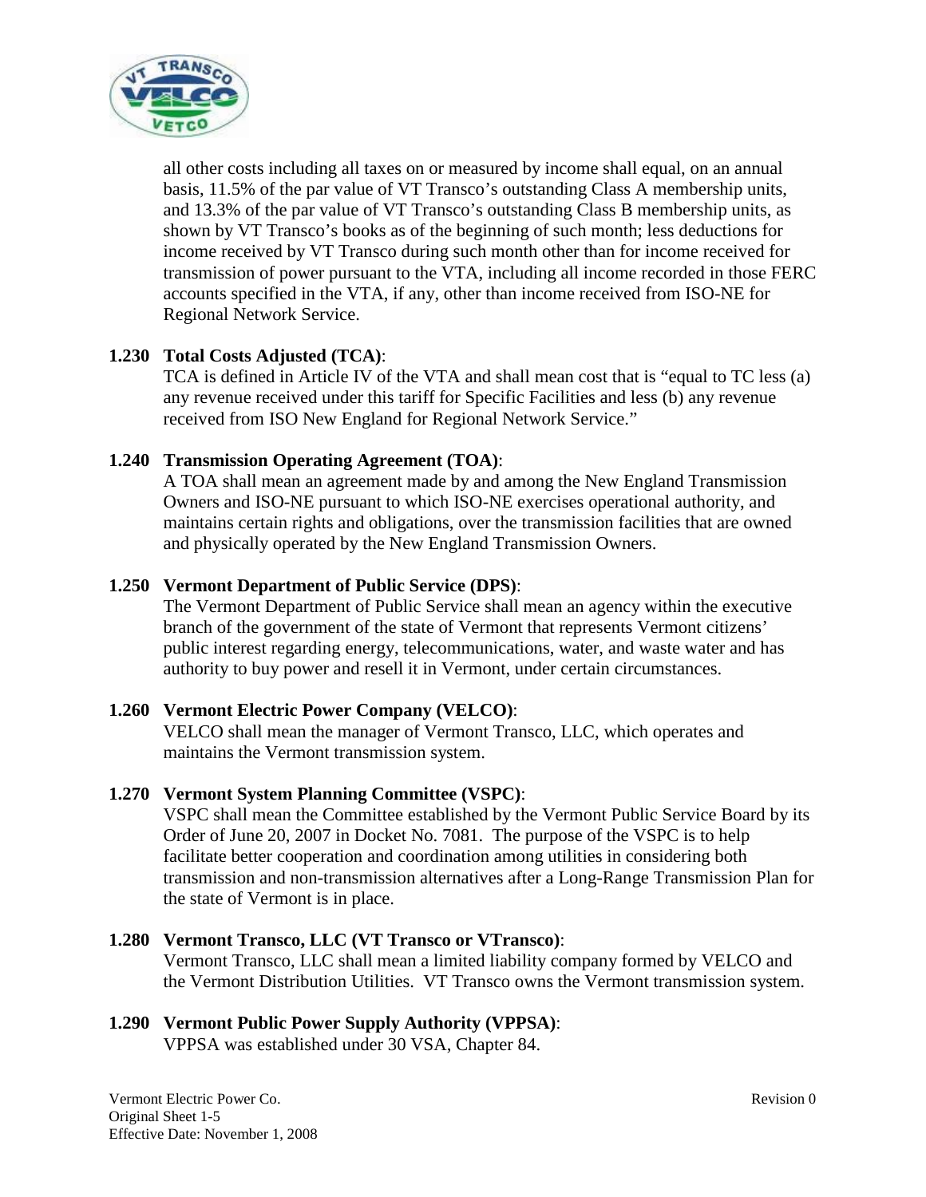all other costs including all taxes on or measured by income shall equal, on an annual basis, 11.5% of the par value of VT Transco's outstanding Class A membership units, and 13.3% of the par value of VT Transco's outstanding Class B membership units, as shown by VT Transco's books as of the beginning of such month; less deductions for income received by VT Transco during such month other than for income received for transmission of power pursuant to the VTA, including all income recorded in those FERC accounts specified in the VTA, if any, other than income received from ISO-NE for Regional Network Service.

**1.230 Total Costs Adjusted (TCA)**:

TCA is defined in Article IV of the VTA and shall mean cost that is "equal to TC less (a) any revenue received under this tariff for Specific Facilities and less (b) any revenue received from ISO New England for Regional Network Service."

**1.240 Transmission Operating Agreement (TOA)**:

A TOA shall mean an agreement made by and among the New England Transmission Owners and ISO-NE pursuant to which ISO-NE exercises operational authority, and maintains certain rights and obligations, over the transmission facilities that are owned and physically operated by the New England Transmission Owners.

**1.250 Vermont Department of Public Service (DPS)**:

The Vermont Department of Public Service shall mean an agency within the executive branch of the government of the state of Vermont that represents Vermont citizens' public interest regarding energy, telecommunications, water, and waste water and has authority to buy power and resell it in Vermont, under certain circumstances.

**1.260 Vermont Electric Power Company (VELCO)**:

VELCO shall mean the manager of Vermont Transco, LLC, which operates and maintains the Vermont transmission system.

**1.270 Vermont System Planning Committee (VSPC)**:

VSPC shall mean the Committee established by the Vermont Public Service Board by its Order of June 20, 2007 in Docket No. 7081. The purpose of the VSPC is to help facilitate better cooperation and coordination among utilities in considering both transmission and non-transmission alternatives after a Long-Range Transmission Plan for the state of Vermont is in place.

**1.280 Vermont Transco, LLC (VT Transco or VTransco)**:

Vermont Transco, LLC shall mean a limited liability company formed by VELCO and the Vermont Distribution Utilities. VT Transco owns the Vermont transmission system.

**1.290 Vermont Public Power Supply Authority (VPPSA)**:

VPPSA was established under 30 VSA, Chapter 84.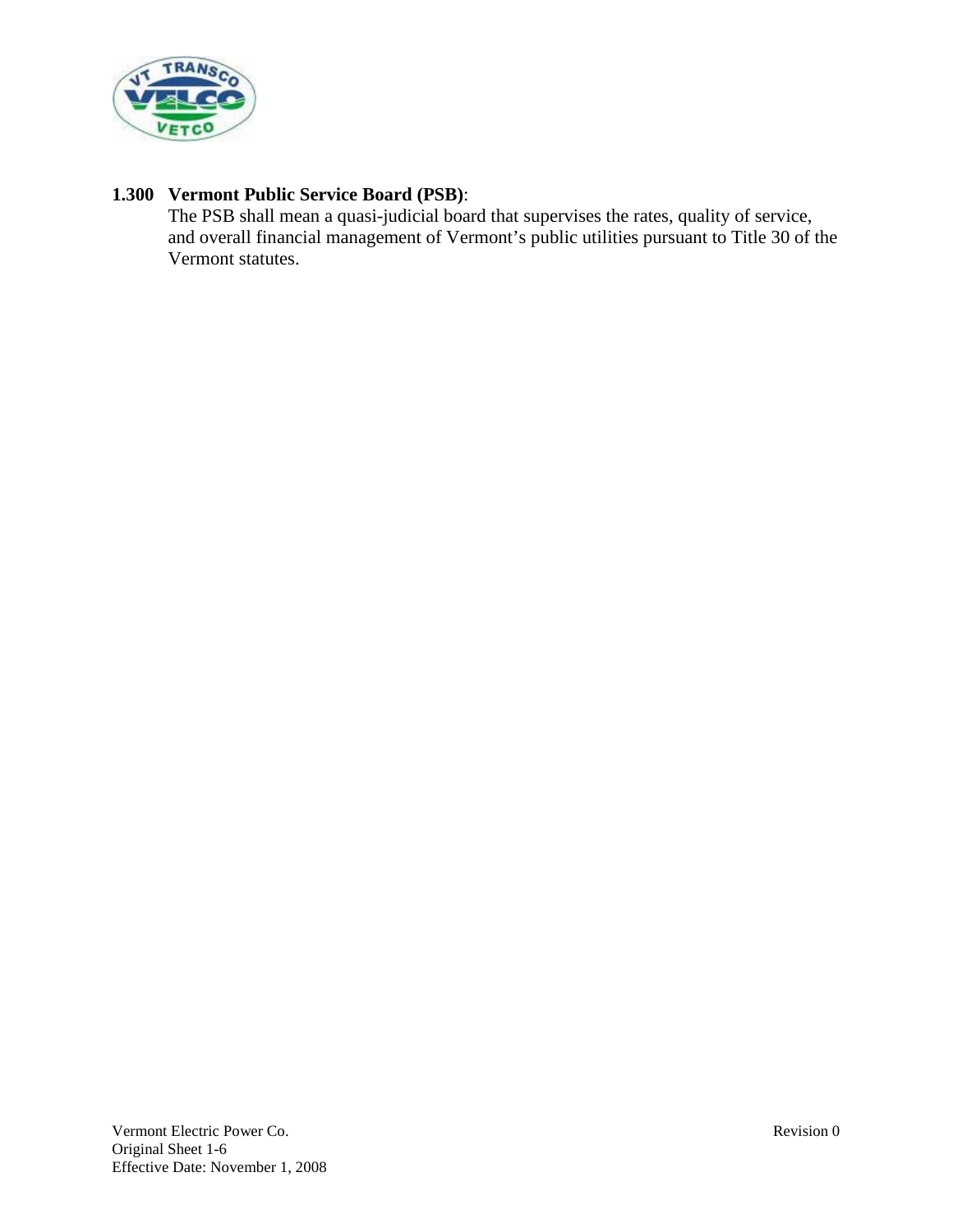**1.300 Vermont Public Service Board (PSB)**:

The PSB shall mean a quasi-judicial board that supervises the rates, quality of service, and overall financial management of Vermont's public utilities pursuant to Title 30 of the Vermont statutes.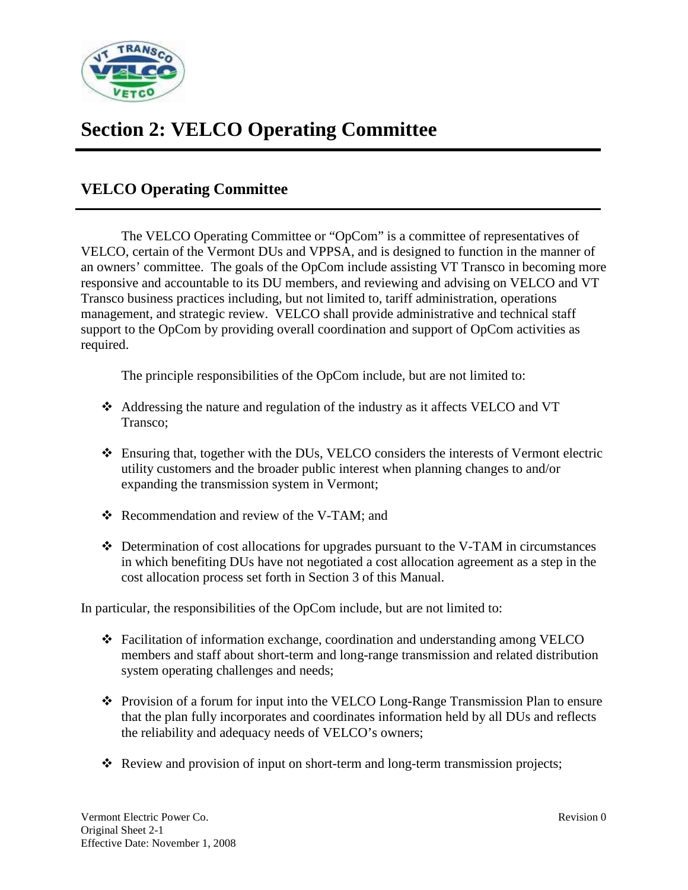# Section 2: VELCO Operating Committee

## VELCO Operating Committee

The VELCO Operating Committee or "OpCom" is a committee of representatives of VELCO, certain of the Vermont DUs and VPPSA, and is designed to function in the manner of an owners' committee. The goals of the OpCom include assisting VT Transco in becoming more responsive and accountable to its DU members, and reviewing and advising on VELCO and VT Transco business practices including, but not limited to, tariff administration, operations management, and strategic review. VELCO shall provide administrative and technical staff support to the OpCom by providing overall coordination and support of OpCom activities as required.

The principle responsibilities of the OpCom include, but are not limited to:

- Addressing the nature and regulation of the industry as it affects VELCO and VT Transco;
- Ensuring that, together with the DUs, VELCO considers the interests of Vermont electric utility customers and the broader public interest when planning changes to and/or expanding the transmission system in Vermont;
- Recommendation and review of the V-TAM; and
- Determination of cost allocations for upgrades pursuant to the V-TAM in circumstances in which benefiting DUs have not negotiated a cost allocation agreement as a step in the cost allocation process set forth in Section 3 of this Manual.

In particular, the responsibilities of the OpCom include, but are not limited to:

- Facilitation of information exchange, coordination and understanding among VELCO members and staff about short-term and long-range transmission and related distribution system operating challenges and needs;
- Provision of a forum for input into the VELCO Long-Range Transmission Plan to ensure that the plan fully incorporates and coordinates information held by all DUs and reflects the reliability and adequacy needs of VELCO's owners;
- Review and provision of input on short-term and long-term transmission projects;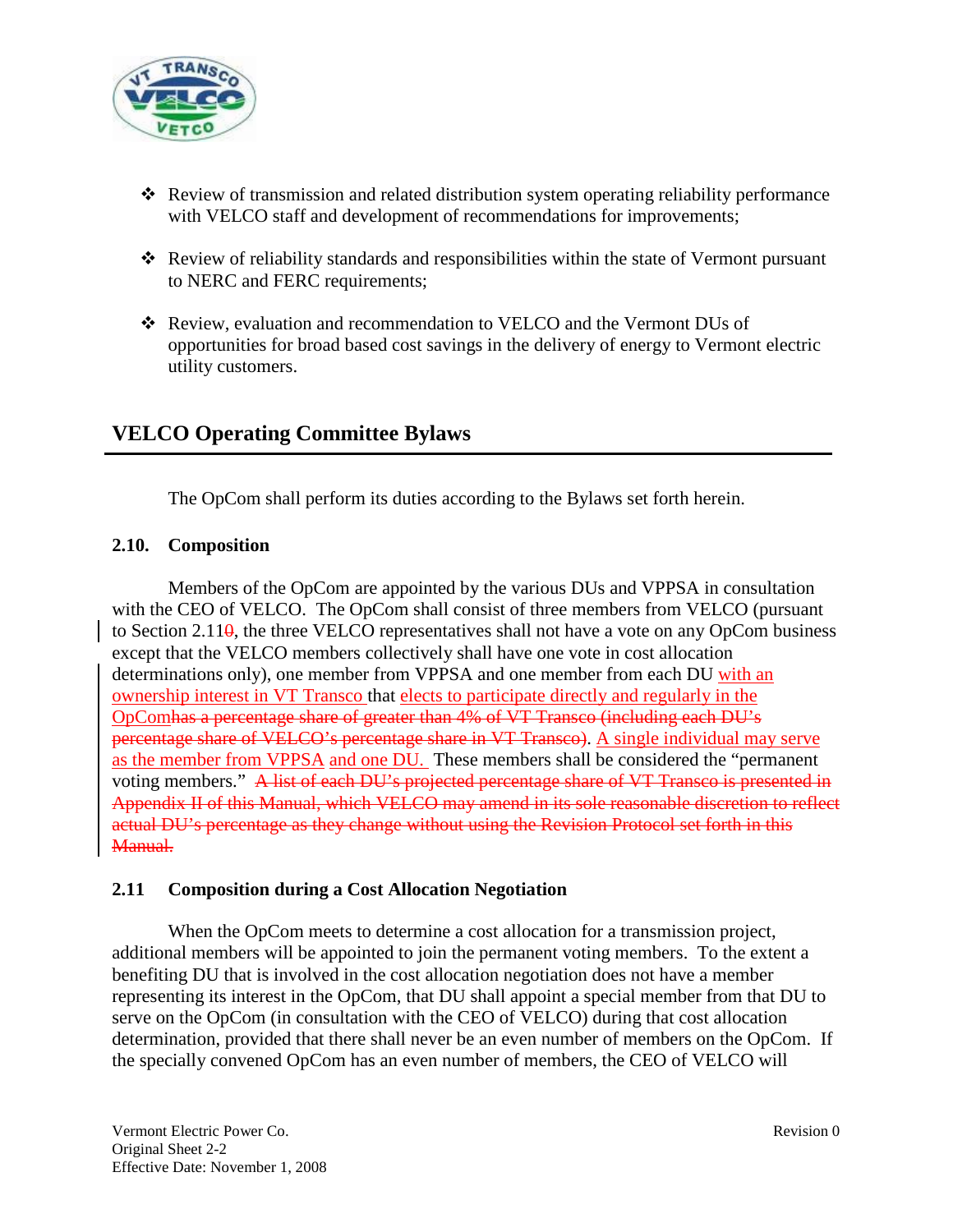- Review of transmission and related distribution system operating reliability performance with VELCO staff and development of recommendations for improvements;

- Review of reliability standards and responsibilities within the state of Vermont pursuant to NERC and FERC requirements;

- Review, evaluation and recommendation to VELCO and the Vermont DUs of opportunities for broad based cost savings in the delivery of energy to Vermont electric utility customers.

## VELCO Operating Committee Bylaws

The OpCom shall perform its duties according to the Bylaws set forth herein.

### 2.10. Composition

Members of the OpCom are appointed by the various DUs and VPPSA in consultation with the CEO of VELCO. The OpCom shall consist of three members from VELCO (pursuant to Section 2.11~~0~~, the three VELCO representatives shall not have a vote on any OpCom business except that the VELCO members collectively shall have one vote in cost allocation determinations only), one member from VPPSA and one member from each DU with an ownership interest in VT Transco that elects to participate directly and regularly in the OpCom~~has a percentage share of greater than 4% of VT Transco (including each DU's percentage share of VELCO's percentage share in VT Transco)~~. A single individual may serve as the member from VPPSA and one DU. These members shall be considered the "permanent voting members." ~~A list of each DU's projected percentage share of VT Transco is presented in Appendix II of this Manual, which VELCO may amend in its sole reasonable discretion to reflect actual DU's percentage as they change without using the Revision Protocol set forth in this Manual.~~

### 2.11 Composition during a Cost Allocation Negotiation

When the OpCom meets to determine a cost allocation for a transmission project, additional members will be appointed to join the permanent voting members. To the extent a benefiting DU that is involved in the cost allocation negotiation does not have a member representing its interest in the OpCom, that DU shall appoint a special member from that DU to serve on the OpCom (in consultation with the CEO of VELCO) during that cost allocation determination, provided that there shall never be an even number of members on the OpCom. If the specially convened OpCom has an even number of members, the CEO of VELCO will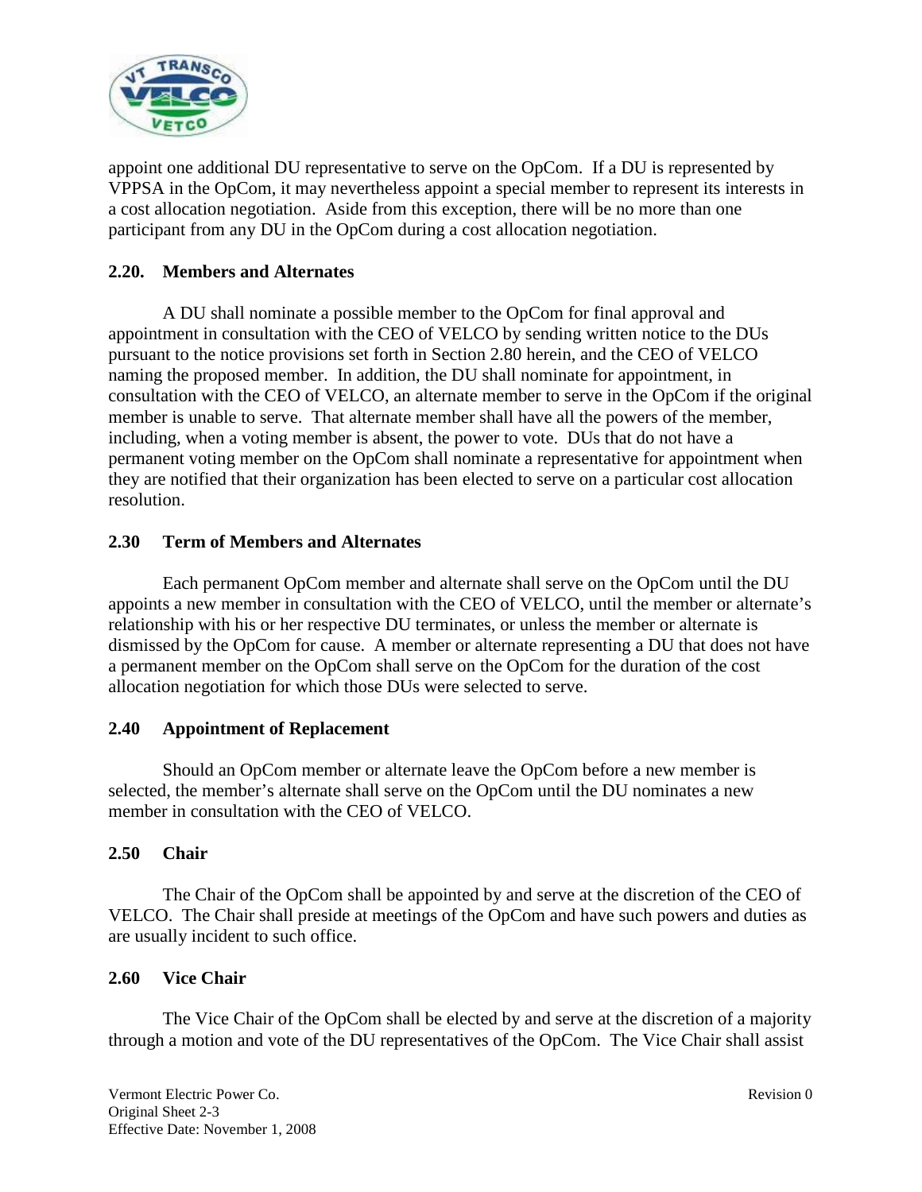appoint one additional DU representative to serve on the OpCom. If a DU is represented by VPPSA in the OpCom, it may nevertheless appoint a special member to represent its interests in a cost allocation negotiation. Aside from this exception, there will be no more than one participant from any DU in the OpCom during a cost allocation negotiation.

### 2.20. Members and Alternates

A DU shall nominate a possible member to the OpCom for final approval and appointment in consultation with the CEO of VELCO by sending written notice to the DUs pursuant to the notice provisions set forth in Section 2.80 herein, and the CEO of VELCO naming the proposed member. In addition, the DU shall nominate for appointment, in consultation with the CEO of VELCO, an alternate member to serve in the OpCom if the original member is unable to serve. That alternate member shall have all the powers of the member, including, when a voting member is absent, the power to vote. DUs that do not have a permanent voting member on the OpCom shall nominate a representative for appointment when they are notified that their organization has been elected to serve on a particular cost allocation resolution.

### 2.30 Term of Members and Alternates

Each permanent OpCom member and alternate shall serve on the OpCom until the DU appoints a new member in consultation with the CEO of VELCO, until the member or alternate's relationship with his or her respective DU terminates, or unless the member or alternate is dismissed by the OpCom for cause. A member or alternate representing a DU that does not have a permanent member on the OpCom shall serve on the OpCom for the duration of the cost allocation negotiation for which those DUs were selected to serve.

### 2.40 Appointment of Replacement

Should an OpCom member or alternate leave the OpCom before a new member is selected, the member's alternate shall serve on the OpCom until the DU nominates a new member in consultation with the CEO of VELCO.

### 2.50 Chair

The Chair of the OpCom shall be appointed by and serve at the discretion of the CEO of VELCO. The Chair shall preside at meetings of the OpCom and have such powers and duties as are usually incident to such office.

### 2.60 Vice Chair

The Vice Chair of the OpCom shall be elected by and serve at the discretion of a majority through a motion and vote of the DU representatives of the OpCom. The Vice Chair shall assist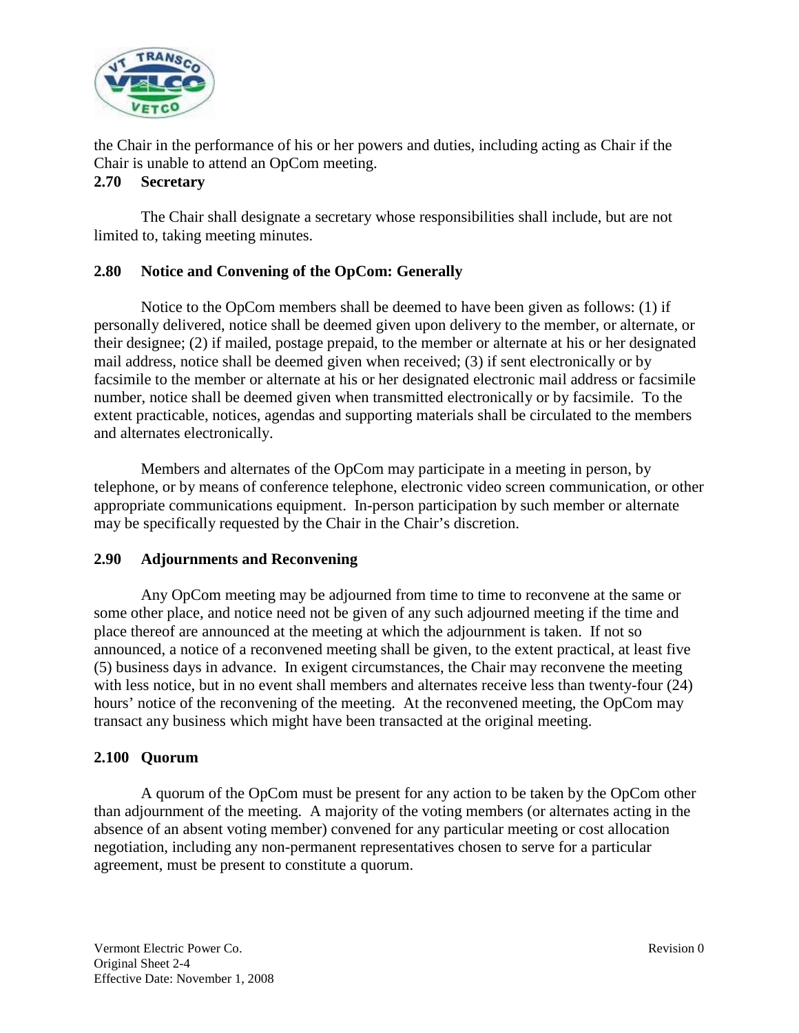the Chair in the performance of his or her powers and duties, including acting as Chair if the Chair is unable to attend an OpCom meeting.

**2.70 Secretary**

The Chair shall designate a secretary whose responsibilities shall include, but are not limited to, taking meeting minutes.

**2.80 Notice and Convening of the OpCom: Generally**

Notice to the OpCom members shall be deemed to have been given as follows: (1) if personally delivered, notice shall be deemed given upon delivery to the member, or alternate, or their designee; (2) if mailed, postage prepaid, to the member or alternate at his or her designated mail address, notice shall be deemed given when received; (3) if sent electronically or by facsimile to the member or alternate at his or her designated electronic mail address or facsimile number, notice shall be deemed given when transmitted electronically or by facsimile. To the extent practicable, notices, agendas and supporting materials shall be circulated to the members and alternates electronically.

Members and alternates of the OpCom may participate in a meeting in person, by telephone, or by means of conference telephone, electronic video screen communication, or other appropriate communications equipment. In-person participation by such member or alternate may be specifically requested by the Chair in the Chair's discretion.

**2.90 Adjournments and Reconvening**

Any OpCom meeting may be adjourned from time to time to reconvene at the same or some other place, and notice need not be given of any such adjourned meeting if the time and place thereof are announced at the meeting at which the adjournment is taken. If not so announced, a notice of a reconvened meeting shall be given, to the extent practical, at least five (5) business days in advance. In exigent circumstances, the Chair may reconvene the meeting with less notice, but in no event shall members and alternates receive less than twenty-four (24) hours' notice of the reconvening of the meeting. At the reconvened meeting, the OpCom may transact any business which might have been transacted at the original meeting.

**2.100 Quorum**

A quorum of the OpCom must be present for any action to be taken by the OpCom other than adjournment of the meeting. A majority of the voting members (or alternates acting in the absence of an absent voting member) convened for any particular meeting or cost allocation negotiation, including any non-permanent representatives chosen to serve for a particular agreement, must be present to constitute a quorum.

Vermont Electric Power Co.
Original Sheet 2-4
Effective Date: November 1, 2008

Revision 0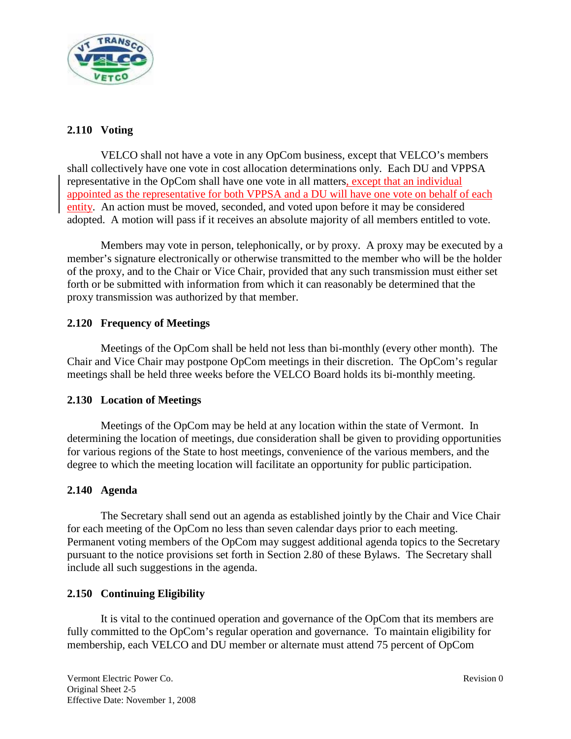### 2.110 Voting

VELCO shall not have a vote in any OpCom business, except that VELCO's members shall collectively have one vote in cost allocation determinations only. Each DU and VPPSA representative in the OpCom shall have one vote in all matters, except that an individual appointed as the representative for both VPPSA and a DU will have one vote on behalf of each entity. An action must be moved, seconded, and voted upon before it may be considered adopted. A motion will pass if it receives an absolute majority of all members entitled to vote.

Members may vote in person, telephonically, or by proxy. A proxy may be executed by a member's signature electronically or otherwise transmitted to the member who will be the holder of the proxy, and to the Chair or Vice Chair, provided that any such transmission must either set forth or be submitted with information from which it can reasonably be determined that the proxy transmission was authorized by that member.

### 2.120 Frequency of Meetings

Meetings of the OpCom shall be held not less than bi-monthly (every other month). The Chair and Vice Chair may postpone OpCom meetings in their discretion. The OpCom's regular meetings shall be held three weeks before the VELCO Board holds its bi-monthly meeting.

### 2.130 Location of Meetings

Meetings of the OpCom may be held at any location within the state of Vermont. In determining the location of meetings, due consideration shall be given to providing opportunities for various regions of the State to host meetings, convenience of the various members, and the degree to which the meeting location will facilitate an opportunity for public participation.

### 2.140 Agenda

The Secretary shall send out an agenda as established jointly by the Chair and Vice Chair for each meeting of the OpCom no less than seven calendar days prior to each meeting. Permanent voting members of the OpCom may suggest additional agenda topics to the Secretary pursuant to the notice provisions set forth in Section 2.80 of these Bylaws. The Secretary shall include all such suggestions in the agenda.

### 2.150 Continuing Eligibility

It is vital to the continued operation and governance of the OpCom that its members are fully committed to the OpCom's regular operation and governance. To maintain eligibility for membership, each VELCO and DU member or alternate must attend 75 percent of OpCom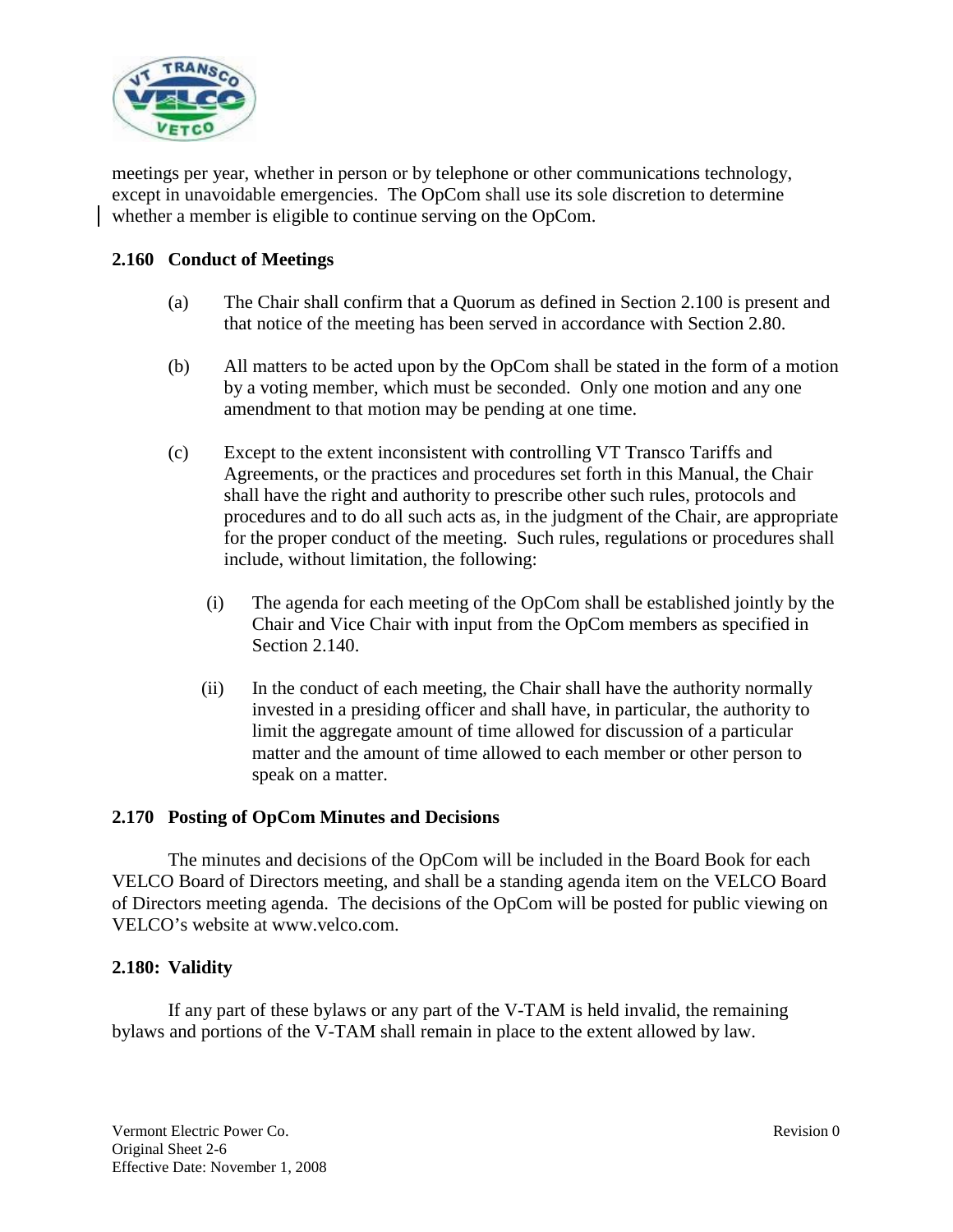meetings per year, whether in person or by telephone or other communications technology, except in unavoidable emergencies. The OpCom shall use its sole discretion to determine whether a member is eligible to continue serving on the OpCom.

**2.160 Conduct of Meetings**

(a) The Chair shall confirm that a Quorum as defined in Section 2.100 is present and that notice of the meeting has been served in accordance with Section 2.80.

(b) All matters to be acted upon by the OpCom shall be stated in the form of a motion by a voting member, which must be seconded. Only one motion and any one amendment to that motion may be pending at one time.

(c) Except to the extent inconsistent with controlling VT Transco Tariffs and Agreements, or the practices and procedures set forth in this Manual, the Chair shall have the right and authority to prescribe other such rules, protocols and procedures and to do all such acts as, in the judgment of the Chair, are appropriate for the proper conduct of the meeting. Such rules, regulations or procedures shall include, without limitation, the following:

(i) The agenda for each meeting of the OpCom shall be established jointly by the Chair and Vice Chair with input from the OpCom members as specified in Section 2.140.

(ii) In the conduct of each meeting, the Chair shall have the authority normally invested in a presiding officer and shall have, in particular, the authority to limit the aggregate amount of time allowed for discussion of a particular matter and the amount of time allowed to each member or other person to speak on a matter.

**2.170 Posting of OpCom Minutes and Decisions**

The minutes and decisions of the OpCom will be included in the Board Book for each VELCO Board of Directors meeting, and shall be a standing agenda item on the VELCO Board of Directors meeting agenda. The decisions of the OpCom will be posted for public viewing on VELCO's website at www.velco.com.

**2.180: Validity**

If any part of these bylaws or any part of the V-TAM is held invalid, the remaining bylaws and portions of the V-TAM shall remain in place to the extent allowed by law.

Vermont Electric Power Co.
Original Sheet 2-6
Effective Date: November 1, 2008

Revision 0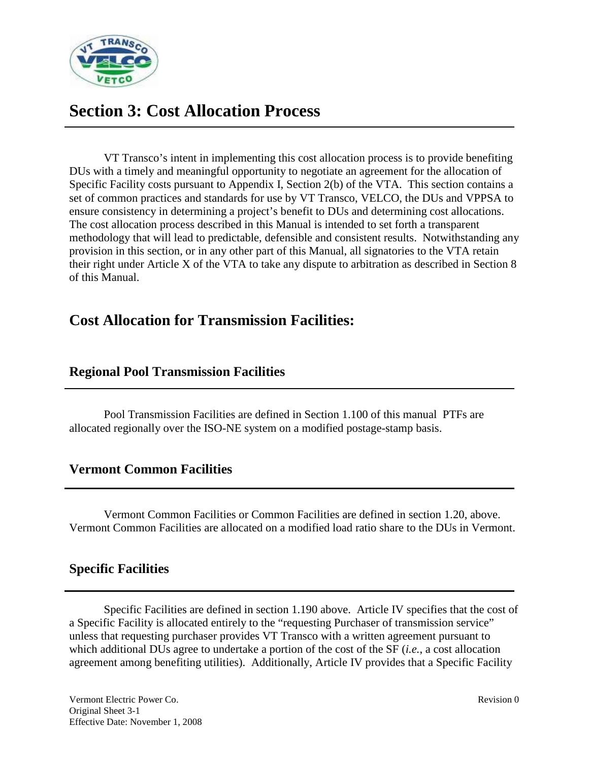# Section 3: Cost Allocation Process

VT Transco's intent in implementing this cost allocation process is to provide benefiting DUs with a timely and meaningful opportunity to negotiate an agreement for the allocation of Specific Facility costs pursuant to Appendix I, Section 2(b) of the VTA. This section contains a set of common practices and standards for use by VT Transco, VELCO, the DUs and VPPSA to ensure consistency in determining a project's benefit to DUs and determining cost allocations. The cost allocation process described in this Manual is intended to set forth a transparent methodology that will lead to predictable, defensible and consistent results. Notwithstanding any provision in this section, or in any other part of this Manual, all signatories to the VTA retain their right under Article X of the VTA to take any dispute to arbitration as described in Section 8 of this Manual.

## Cost Allocation for Transmission Facilities:

### Regional Pool Transmission Facilities

Pool Transmission Facilities are defined in Section 1.100 of this manual PTFs are allocated regionally over the ISO-NE system on a modified postage-stamp basis.

### Vermont Common Facilities

Vermont Common Facilities or Common Facilities are defined in section 1.20, above. Vermont Common Facilities are allocated on a modified load ratio share to the DUs in Vermont.

### Specific Facilities

Specific Facilities are defined in section 1.190 above. Article IV specifies that the cost of a Specific Facility is allocated entirely to the "requesting Purchaser of transmission service" unless that requesting purchaser provides VT Transco with a written agreement pursuant to which additional DUs agree to undertake a portion of the cost of the SF (*i.e.*, a cost allocation agreement among benefiting utilities). Additionally, Article IV provides that a Specific Facility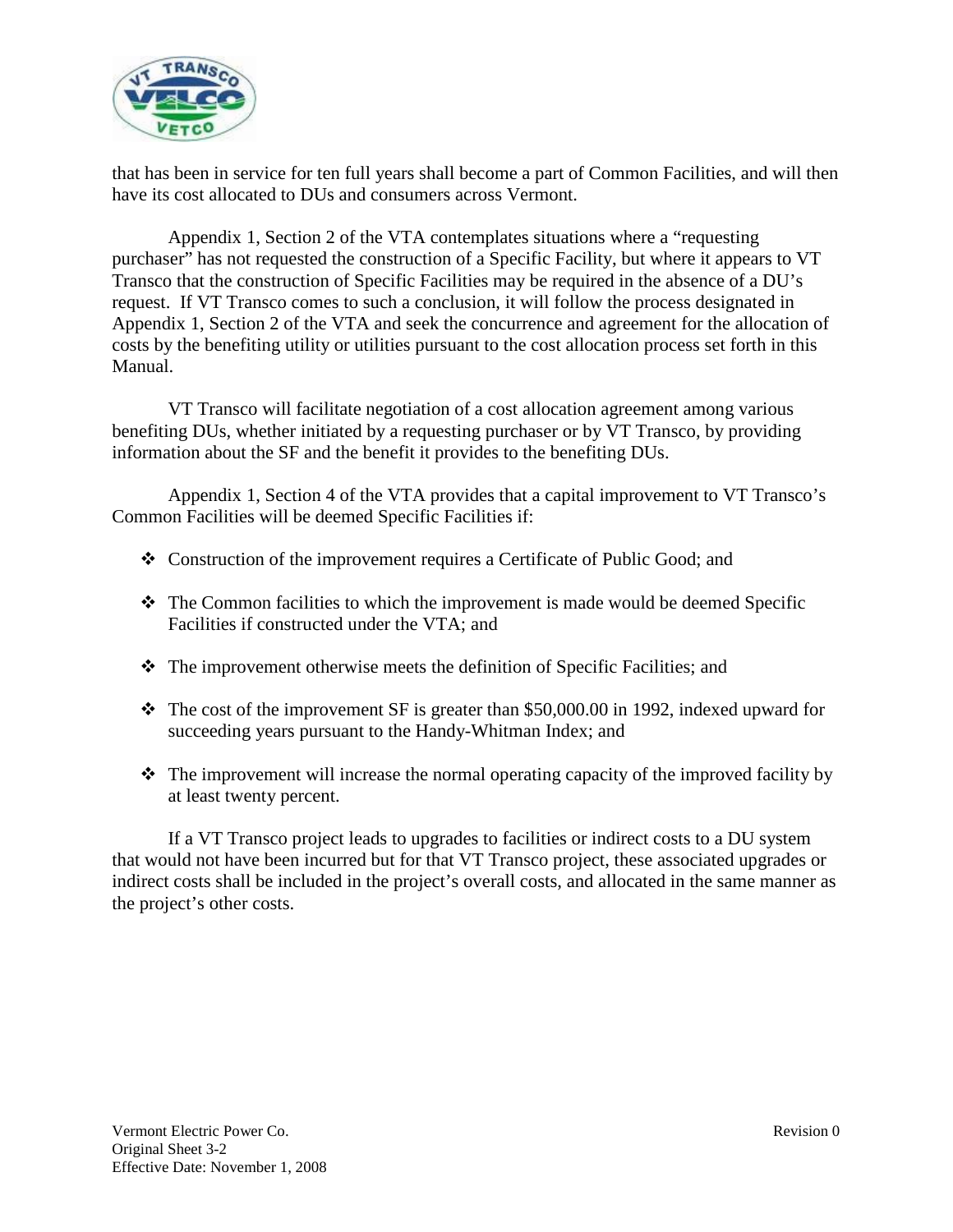that has been in service for ten full years shall become a part of Common Facilities, and will then have its cost allocated to DUs and consumers across Vermont.

Appendix 1, Section 2 of the VTA contemplates situations where a "requesting purchaser" has not requested the construction of a Specific Facility, but where it appears to VT Transco that the construction of Specific Facilities may be required in the absence of a DU's request. If VT Transco comes to such a conclusion, it will follow the process designated in Appendix 1, Section 2 of the VTA and seek the concurrence and agreement for the allocation of costs by the benefiting utility or utilities pursuant to the cost allocation process set forth in this Manual.

VT Transco will facilitate negotiation of a cost allocation agreement among various benefiting DUs, whether initiated by a requesting purchaser or by VT Transco, by providing information about the SF and the benefit it provides to the benefiting DUs.

Appendix 1, Section 4 of the VTA provides that a capital improvement to VT Transco's Common Facilities will be deemed Specific Facilities if:

- Construction of the improvement requires a Certificate of Public Good; and
- The Common facilities to which the improvement is made would be deemed Specific Facilities if constructed under the VTA; and
- The improvement otherwise meets the definition of Specific Facilities; and
- The cost of the improvement SF is greater than $50,000.00 in 1992, indexed upward for succeeding years pursuant to the Handy-Whitman Index; and
- The improvement will increase the normal operating capacity of the improved facility by at least twenty percent.

If a VT Transco project leads to upgrades to facilities or indirect costs to a DU system that would not have been incurred but for that VT Transco project, these associated upgrades or indirect costs shall be included in the project's overall costs, and allocated in the same manner as the project's other costs.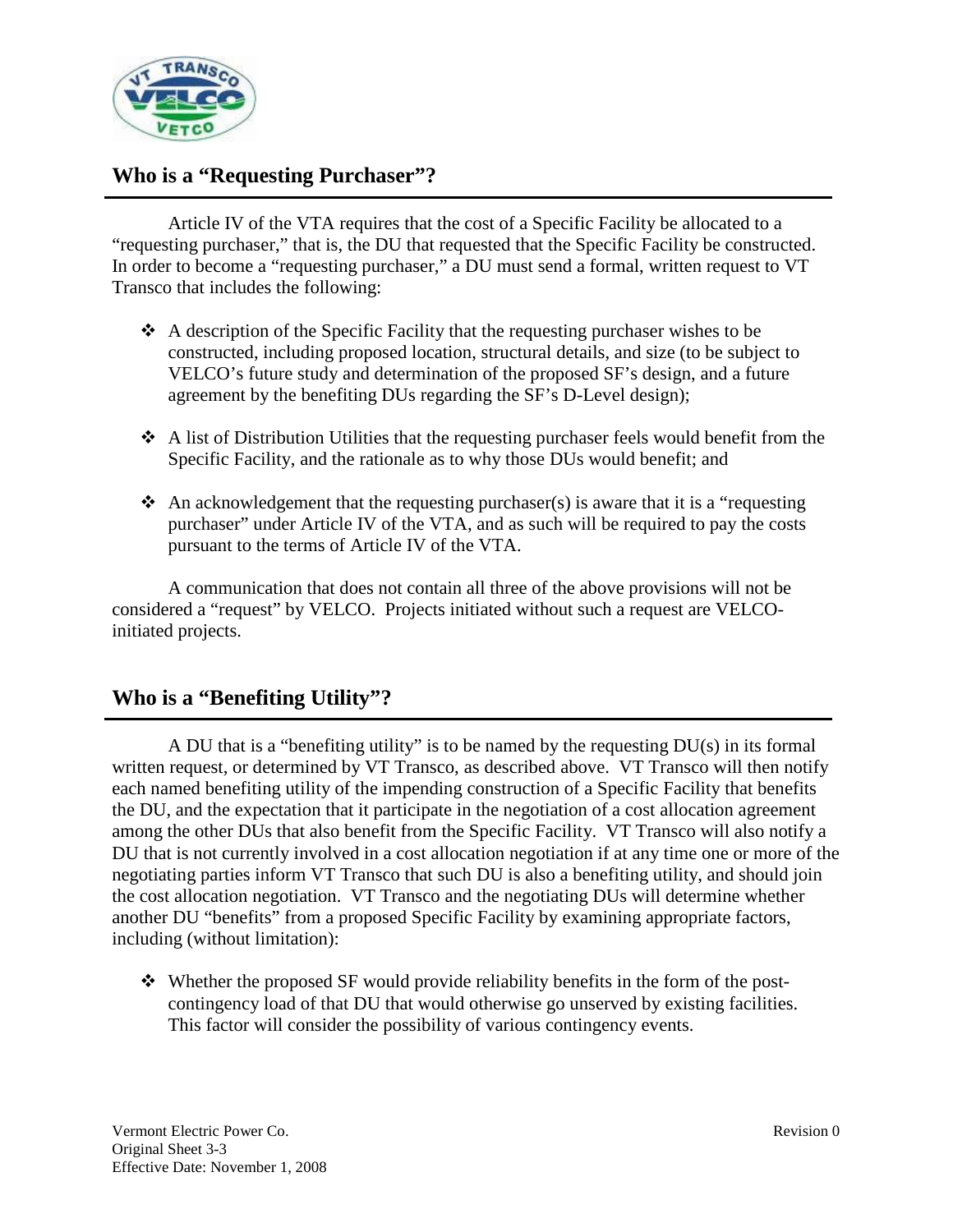## Who is a "Requesting Purchaser"?

Article IV of the VTA requires that the cost of a Specific Facility be allocated to a "requesting purchaser," that is, the DU that requested that the Specific Facility be constructed. In order to become a "requesting purchaser," a DU must send a formal, written request to VT Transco that includes the following:

- A description of the Specific Facility that the requesting purchaser wishes to be constructed, including proposed location, structural details, and size (to be subject to VELCO's future study and determination of the proposed SF's design, and a future agreement by the benefiting DUs regarding the SF's D-Level design);
- A list of Distribution Utilities that the requesting purchaser feels would benefit from the Specific Facility, and the rationale as to why those DUs would benefit; and
- An acknowledgement that the requesting purchaser(s) is aware that it is a "requesting purchaser" under Article IV of the VTA, and as such will be required to pay the costs pursuant to the terms of Article IV of the VTA.

A communication that does not contain all three of the above provisions will not be considered a "request" by VELCO. Projects initiated without such a request are VELCO-initiated projects.

## Who is a "Benefiting Utility"?

A DU that is a "benefiting utility" is to be named by the requesting DU(s) in its formal written request, or determined by VT Transco, as described above. VT Transco will then notify each named benefiting utility of the impending construction of a Specific Facility that benefits the DU, and the expectation that it participate in the negotiation of a cost allocation agreement among the other DUs that also benefit from the Specific Facility. VT Transco will also notify a DU that is not currently involved in a cost allocation negotiation if at any time one or more of the negotiating parties inform VT Transco that such DU is also a benefiting utility, and should join the cost allocation negotiation. VT Transco and the negotiating DUs will determine whether another DU "benefits" from a proposed Specific Facility by examining appropriate factors, including (without limitation):

- Whether the proposed SF would provide reliability benefits in the form of the post-contingency load of that DU that would otherwise go unserved by existing facilities. This factor will consider the possibility of various contingency events.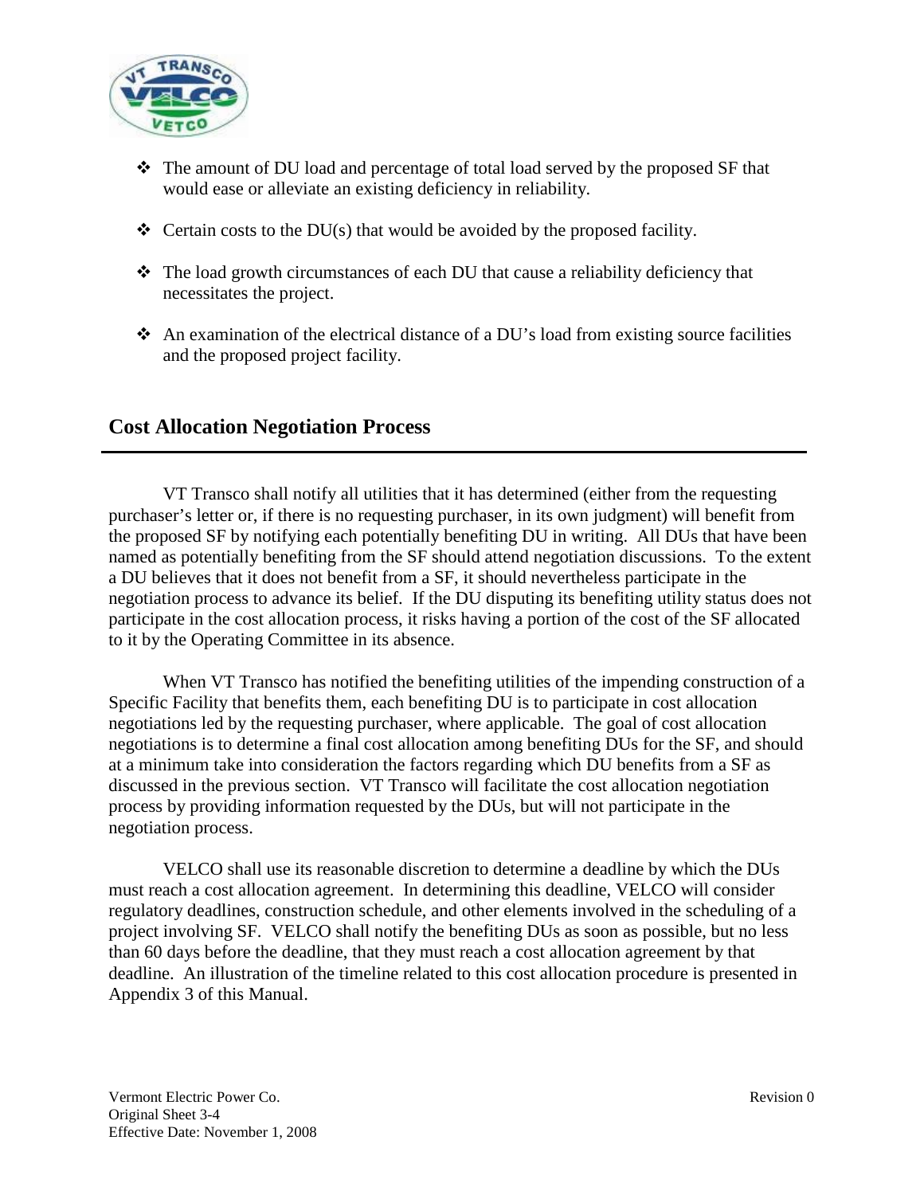- The amount of DU load and percentage of total load served by the proposed SF that would ease or alleviate an existing deficiency in reliability.
- Certain costs to the DU(s) that would be avoided by the proposed facility.
- The load growth circumstances of each DU that cause a reliability deficiency that necessitates the project.
- An examination of the electrical distance of a DU's load from existing source facilities and the proposed project facility.

## Cost Allocation Negotiation Process

VT Transco shall notify all utilities that it has determined (either from the requesting purchaser's letter or, if there is no requesting purchaser, in its own judgment) will benefit from the proposed SF by notifying each potentially benefiting DU in writing. All DUs that have been named as potentially benefiting from the SF should attend negotiation discussions. To the extent a DU believes that it does not benefit from a SF, it should nevertheless participate in the negotiation process to advance its belief. If the DU disputing its benefiting utility status does not participate in the cost allocation process, it risks having a portion of the cost of the SF allocated to it by the Operating Committee in its absence.

When VT Transco has notified the benefiting utilities of the impending construction of a Specific Facility that benefits them, each benefiting DU is to participate in cost allocation negotiations led by the requesting purchaser, where applicable. The goal of cost allocation negotiations is to determine a final cost allocation among benefiting DUs for the SF, and should at a minimum take into consideration the factors regarding which DU benefits from a SF as discussed in the previous section. VT Transco will facilitate the cost allocation negotiation process by providing information requested by the DUs, but will not participate in the negotiation process.

VELCO shall use its reasonable discretion to determine a deadline by which the DUs must reach a cost allocation agreement. In determining this deadline, VELCO will consider regulatory deadlines, construction schedule, and other elements involved in the scheduling of a project involving SF. VELCO shall notify the benefiting DUs as soon as possible, but no less than 60 days before the deadline, that they must reach a cost allocation agreement by that deadline. An illustration of the timeline related to this cost allocation procedure is presented in Appendix 3 of this Manual.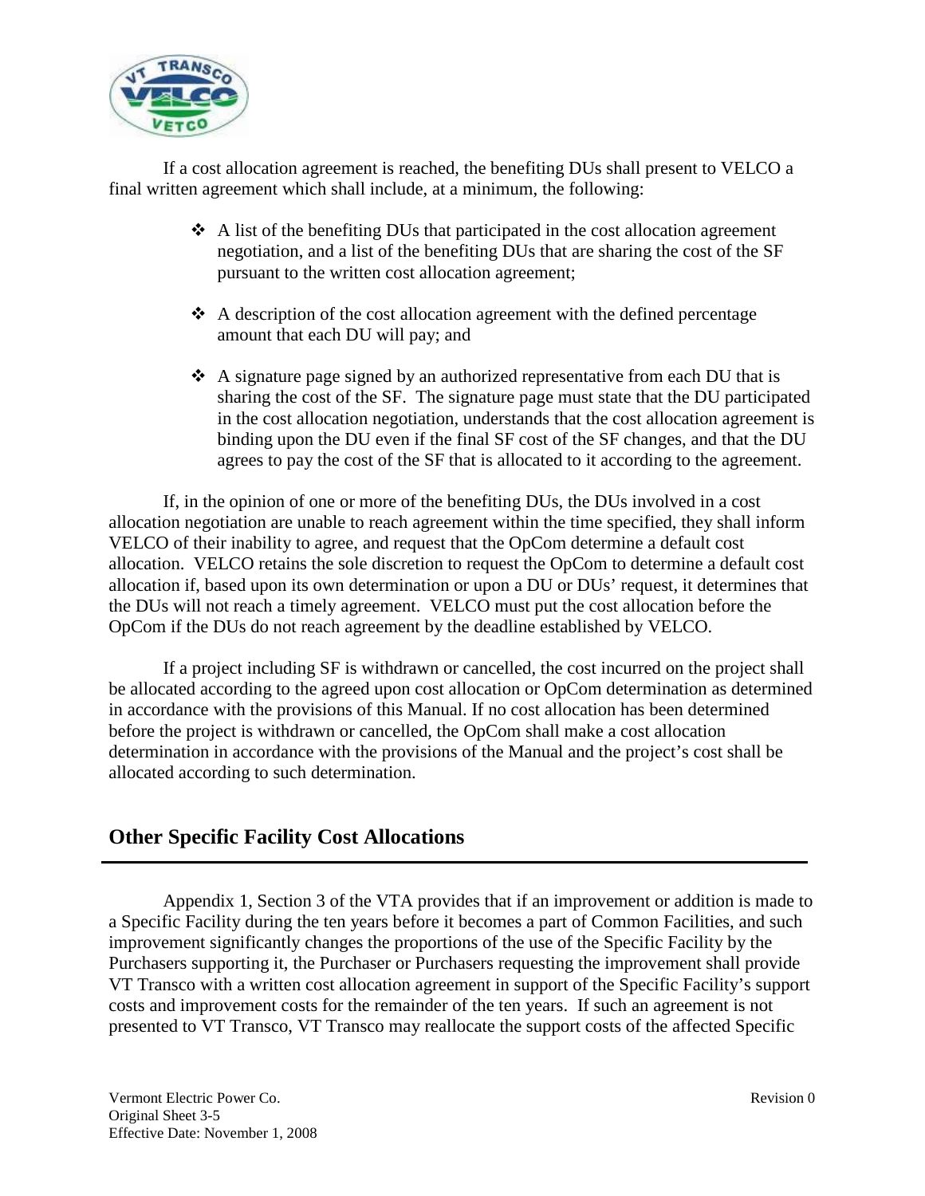If a cost allocation agreement is reached, the benefiting DUs shall present to VELCO a final written agreement which shall include, at a minimum, the following:

- A list of the benefiting DUs that participated in the cost allocation agreement negotiation, and a list of the benefiting DUs that are sharing the cost of the SF pursuant to the written cost allocation agreement;
- A description of the cost allocation agreement with the defined percentage amount that each DU will pay; and
- A signature page signed by an authorized representative from each DU that is sharing the cost of the SF. The signature page must state that the DU participated in the cost allocation negotiation, understands that the cost allocation agreement is binding upon the DU even if the final SF cost of the SF changes, and that the DU agrees to pay the cost of the SF that is allocated to it according to the agreement.

If, in the opinion of one or more of the benefiting DUs, the DUs involved in a cost allocation negotiation are unable to reach agreement within the time specified, they shall inform VELCO of their inability to agree, and request that the OpCom determine a default cost allocation. VELCO retains the sole discretion to request the OpCom to determine a default cost allocation if, based upon its own determination or upon a DU or DUs' request, it determines that the DUs will not reach a timely agreement. VELCO must put the cost allocation before the OpCom if the DUs do not reach agreement by the deadline established by VELCO.

If a project including SF is withdrawn or cancelled, the cost incurred on the project shall be allocated according to the agreed upon cost allocation or OpCom determination as determined in accordance with the provisions of this Manual. If no cost allocation has been determined before the project is withdrawn or cancelled, the OpCom shall make a cost allocation determination in accordance with the provisions of the Manual and the project's cost shall be allocated according to such determination.

## Other Specific Facility Cost Allocations

Appendix 1, Section 3 of the VTA provides that if an improvement or addition is made to a Specific Facility during the ten years before it becomes a part of Common Facilities, and such improvement significantly changes the proportions of the use of the Specific Facility by the Purchasers supporting it, the Purchaser or Purchasers requesting the improvement shall provide VT Transco with a written cost allocation agreement in support of the Specific Facility's support costs and improvement costs for the remainder of the ten years. If such an agreement is not presented to VT Transco, VT Transco may reallocate the support costs of the affected Specific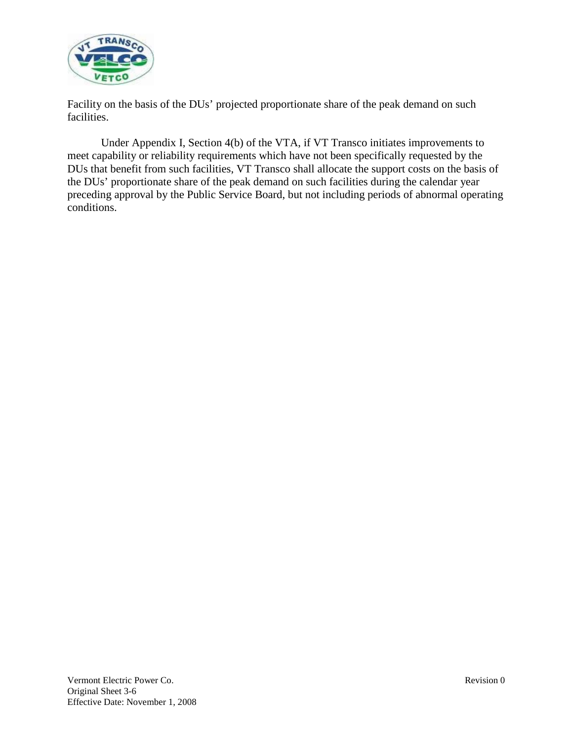Facility on the basis of the DUs' projected proportionate share of the peak demand on such facilities.

Under Appendix I, Section 4(b) of the VTA, if VT Transco initiates improvements to meet capability or reliability requirements which have not been specifically requested by the DUs that benefit from such facilities, VT Transco shall allocate the support costs on the basis of the DUs' proportionate share of the peak demand on such facilities during the calendar year preceding approval by the Public Service Board, but not including periods of abnormal operating conditions.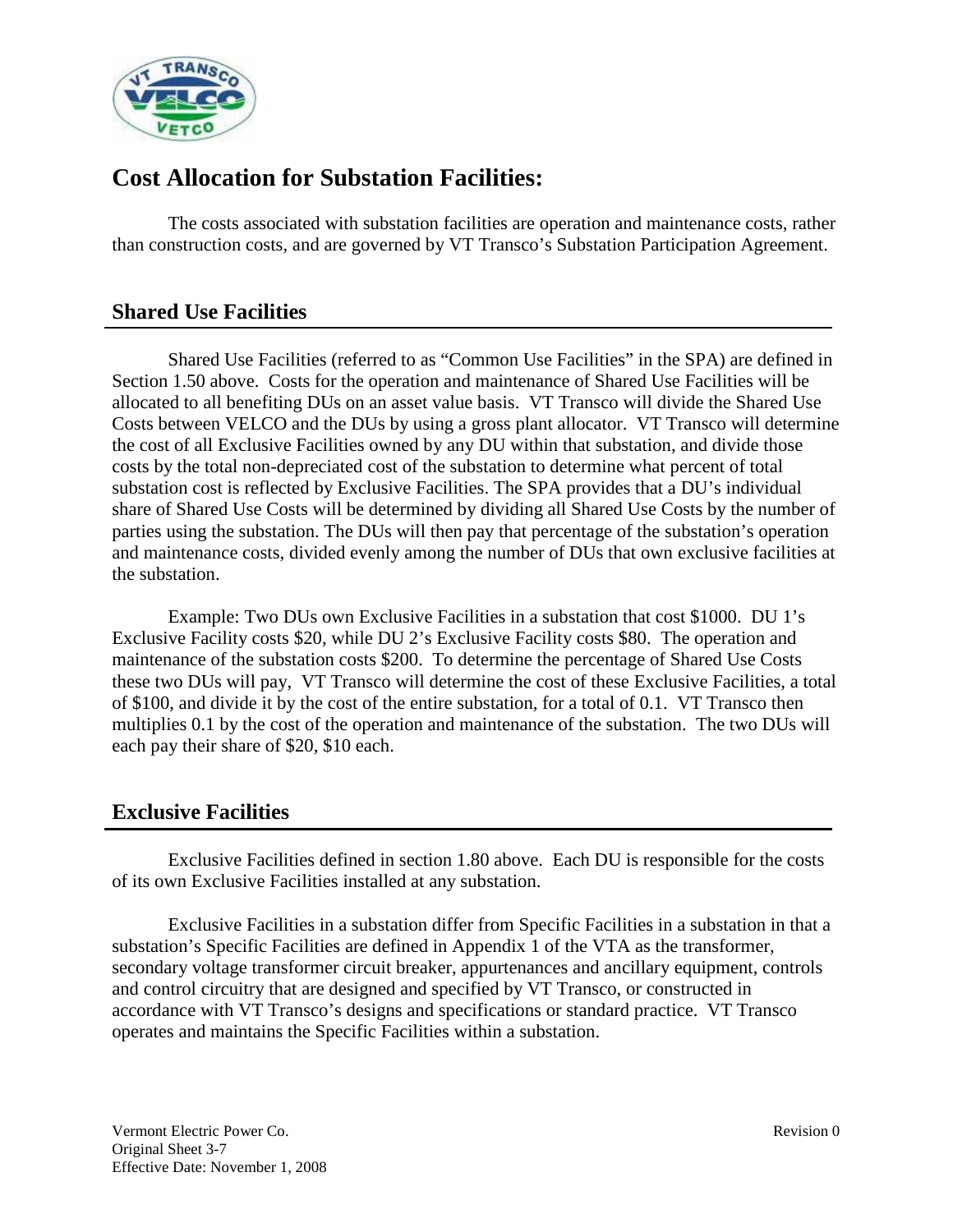# Cost Allocation for Substation Facilities:

The costs associated with substation facilities are operation and maintenance costs, rather than construction costs, and are governed by VT Transco's Substation Participation Agreement.

## Shared Use Facilities

Shared Use Facilities (referred to as "Common Use Facilities" in the SPA) are defined in Section 1.50 above. Costs for the operation and maintenance of Shared Use Facilities will be allocated to all benefiting DUs on an asset value basis. VT Transco will divide the Shared Use Costs between VELCO and the DUs by using a gross plant allocator. VT Transco will determine the cost of all Exclusive Facilities owned by any DU within that substation, and divide those costs by the total non-depreciated cost of the substation to determine what percent of total substation cost is reflected by Exclusive Facilities. The SPA provides that a DU's individual share of Shared Use Costs will be determined by dividing all Shared Use Costs by the number of parties using the substation. The DUs will then pay that percentage of the substation's operation and maintenance costs, divided evenly among the number of DUs that own exclusive facilities at the substation.

Example: Two DUs own Exclusive Facilities in a substation that cost $1000. DU 1's Exclusive Facility costs $20, while DU 2's Exclusive Facility costs $80. The operation and maintenance of the substation costs $200. To determine the percentage of Shared Use Costs these two DUs will pay, VT Transco will determine the cost of these Exclusive Facilities, a total of $100, and divide it by the cost of the entire substation, for a total of 0.1. VT Transco then multiplies 0.1 by the cost of the operation and maintenance of the substation. The two DUs will each pay their share of $20, $10 each.

## Exclusive Facilities

Exclusive Facilities defined in section 1.80 above. Each DU is responsible for the costs of its own Exclusive Facilities installed at any substation.

Exclusive Facilities in a substation differ from Specific Facilities in a substation in that a substation's Specific Facilities are defined in Appendix 1 of the VTA as the transformer, secondary voltage transformer circuit breaker, appurtenances and ancillary equipment, controls and control circuitry that are designed and specified by VT Transco, or constructed in accordance with VT Transco's designs and specifications or standard practice. VT Transco operates and maintains the Specific Facilities within a substation.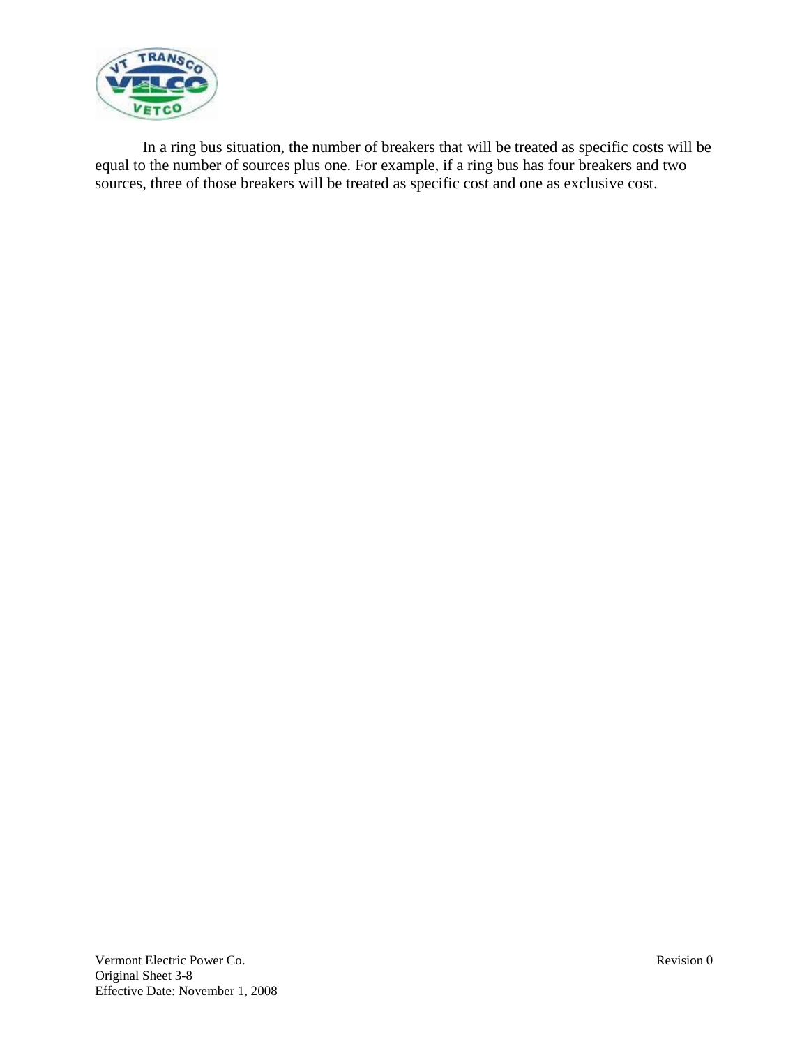In a ring bus situation, the number of breakers that will be treated as specific costs will be equal to the number of sources plus one. For example, if a ring bus has four breakers and two sources, three of those breakers will be treated as specific cost and one as exclusive cost.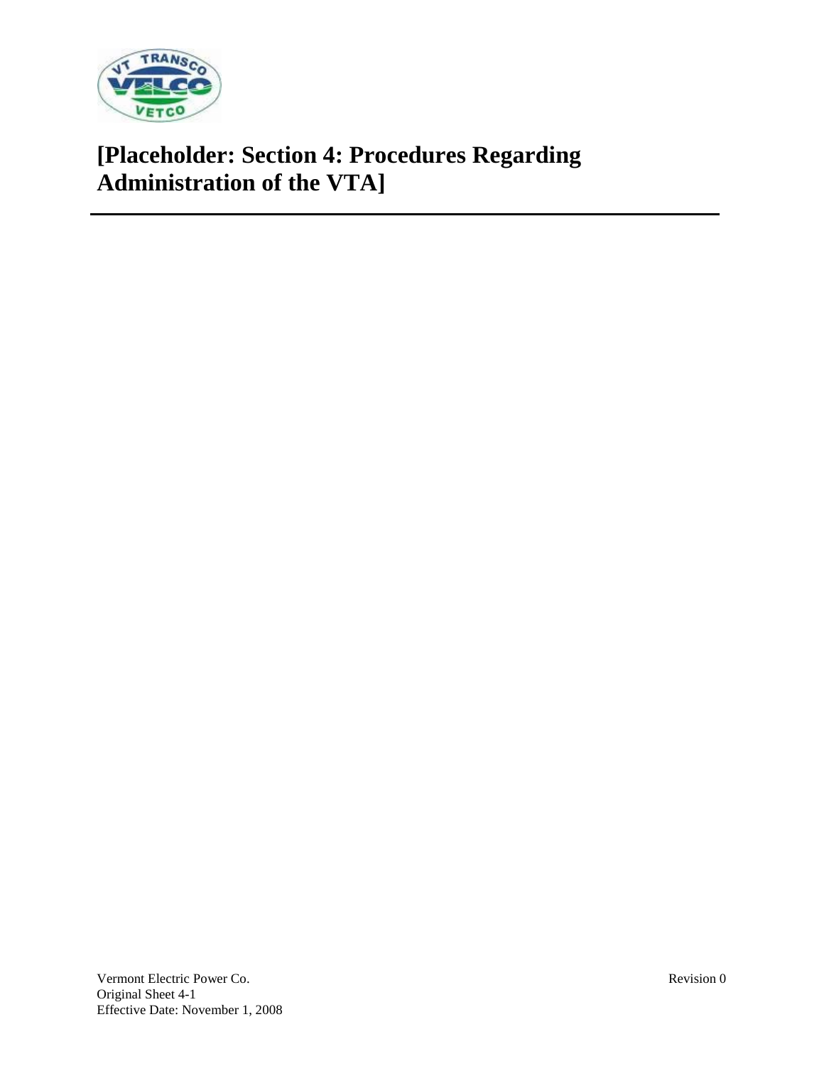# [Placeholder: Section 4: Procedures Regarding Administration of the VTA]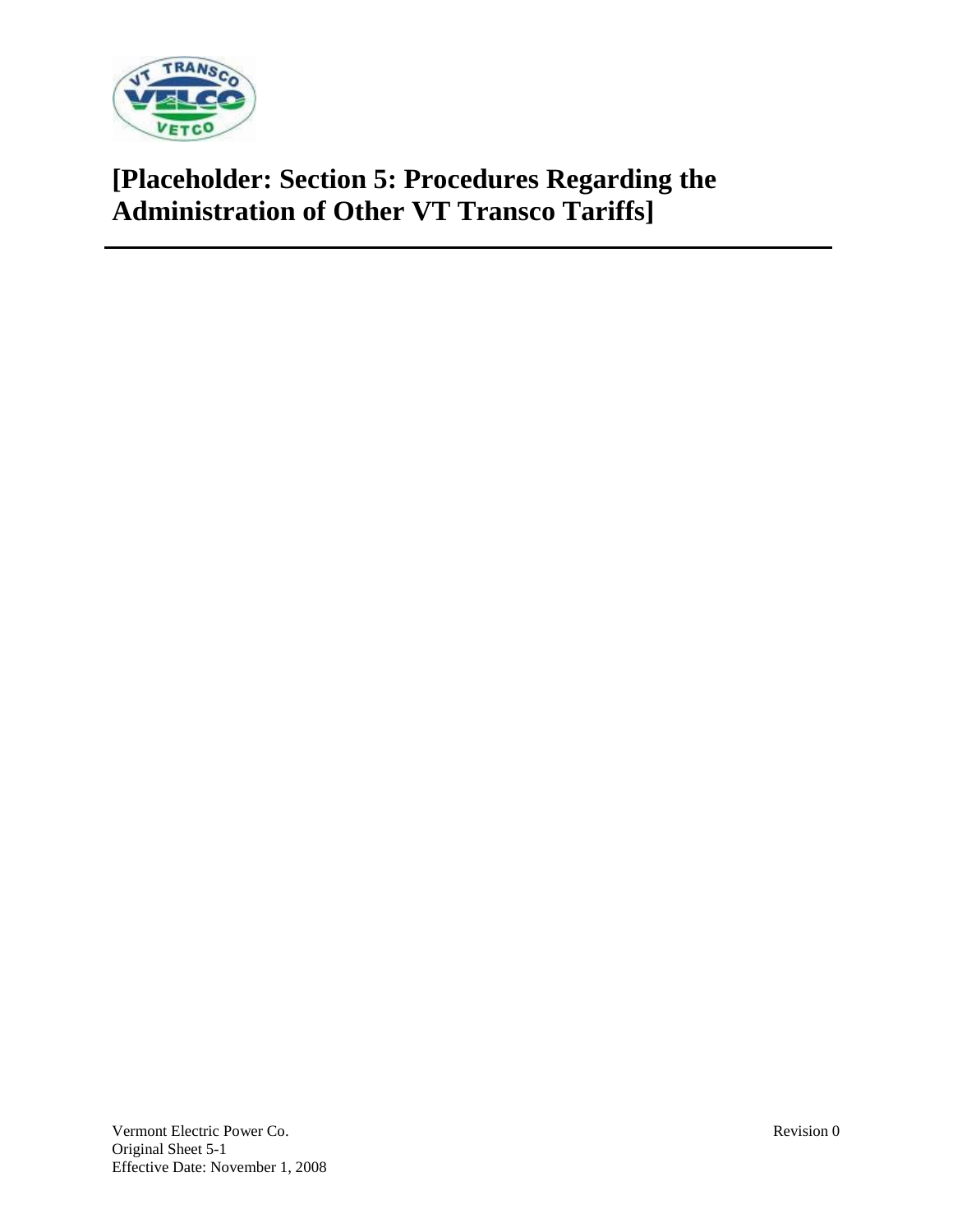# [Placeholder: Section 5: Procedures Regarding the Administration of Other VT Transco Tariffs]

---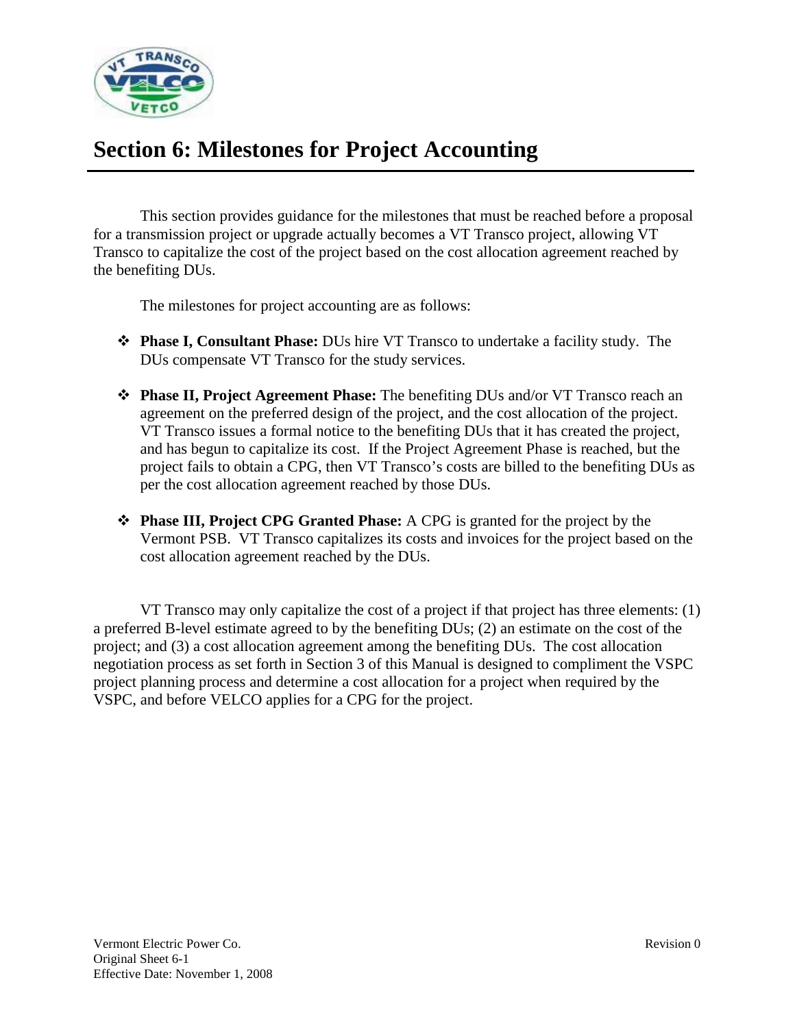# Section 6: Milestones for Project Accounting

This section provides guidance for the milestones that must be reached before a proposal for a transmission project or upgrade actually becomes a VT Transco project, allowing VT Transco to capitalize the cost of the project based on the cost allocation agreement reached by the benefiting DUs.

The milestones for project accounting are as follows:

- **Phase I, Consultant Phase:** DUs hire VT Transco to undertake a facility study. The DUs compensate VT Transco for the study services.
- **Phase II, Project Agreement Phase:** The benefiting DUs and/or VT Transco reach an agreement on the preferred design of the project, and the cost allocation of the project. VT Transco issues a formal notice to the benefiting DUs that it has created the project, and has begun to capitalize its cost. If the Project Agreement Phase is reached, but the project fails to obtain a CPG, then VT Transco's costs are billed to the benefiting DUs as per the cost allocation agreement reached by those DUs.
- **Phase III, Project CPG Granted Phase:** A CPG is granted for the project by the Vermont PSB. VT Transco capitalizes its costs and invoices for the project based on the cost allocation agreement reached by the DUs.

VT Transco may only capitalize the cost of a project if that project has three elements: (1) a preferred B-level estimate agreed to by the benefiting DUs; (2) an estimate on the cost of the project; and (3) a cost allocation agreement among the benefiting DUs. The cost allocation negotiation process as set forth in Section 3 of this Manual is designed to compliment the VSPC project planning process and determine a cost allocation for a project when required by the VSPC, and before VELCO applies for a CPG for the project.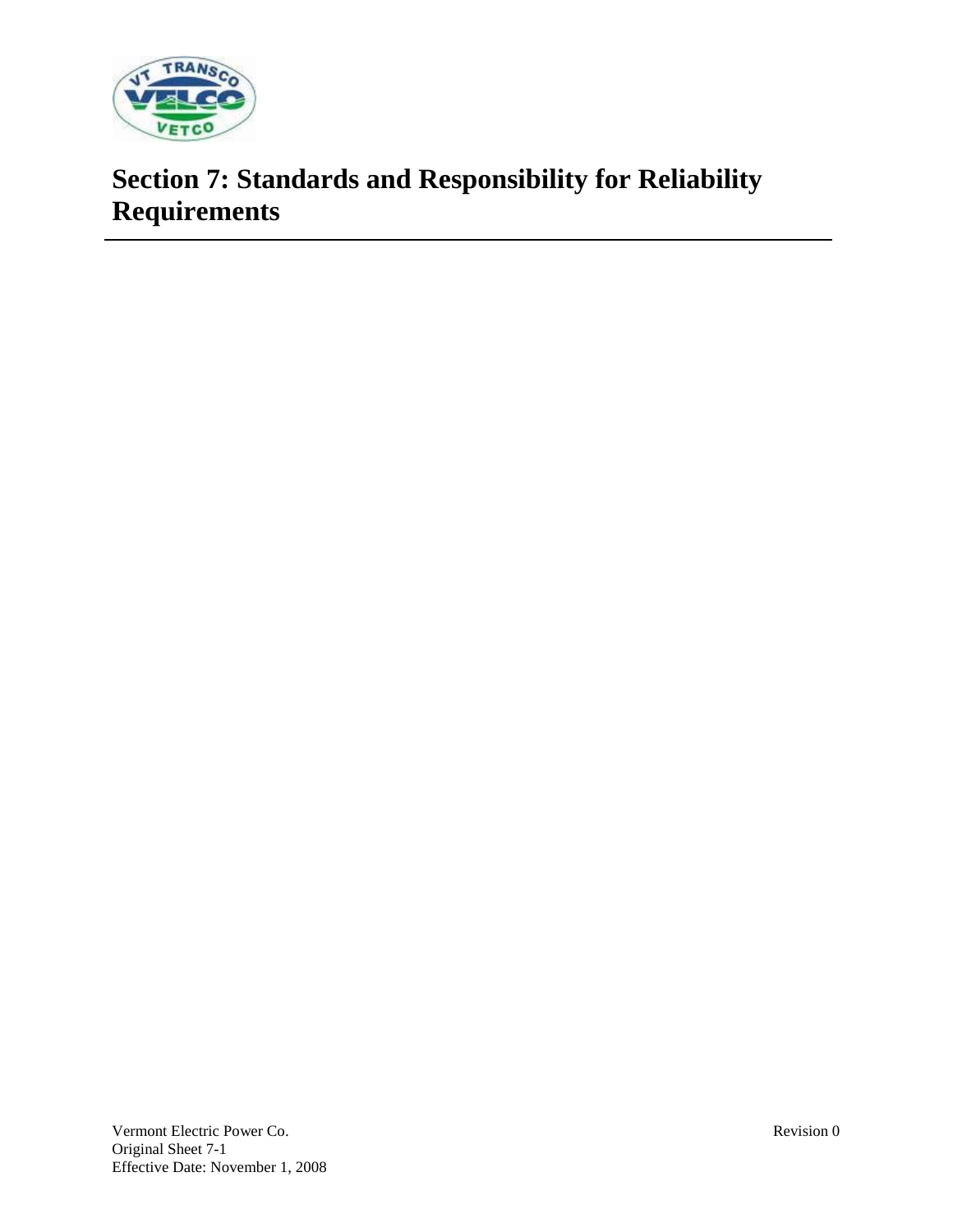# Section 7: Standards and Responsibility for Reliability Requirements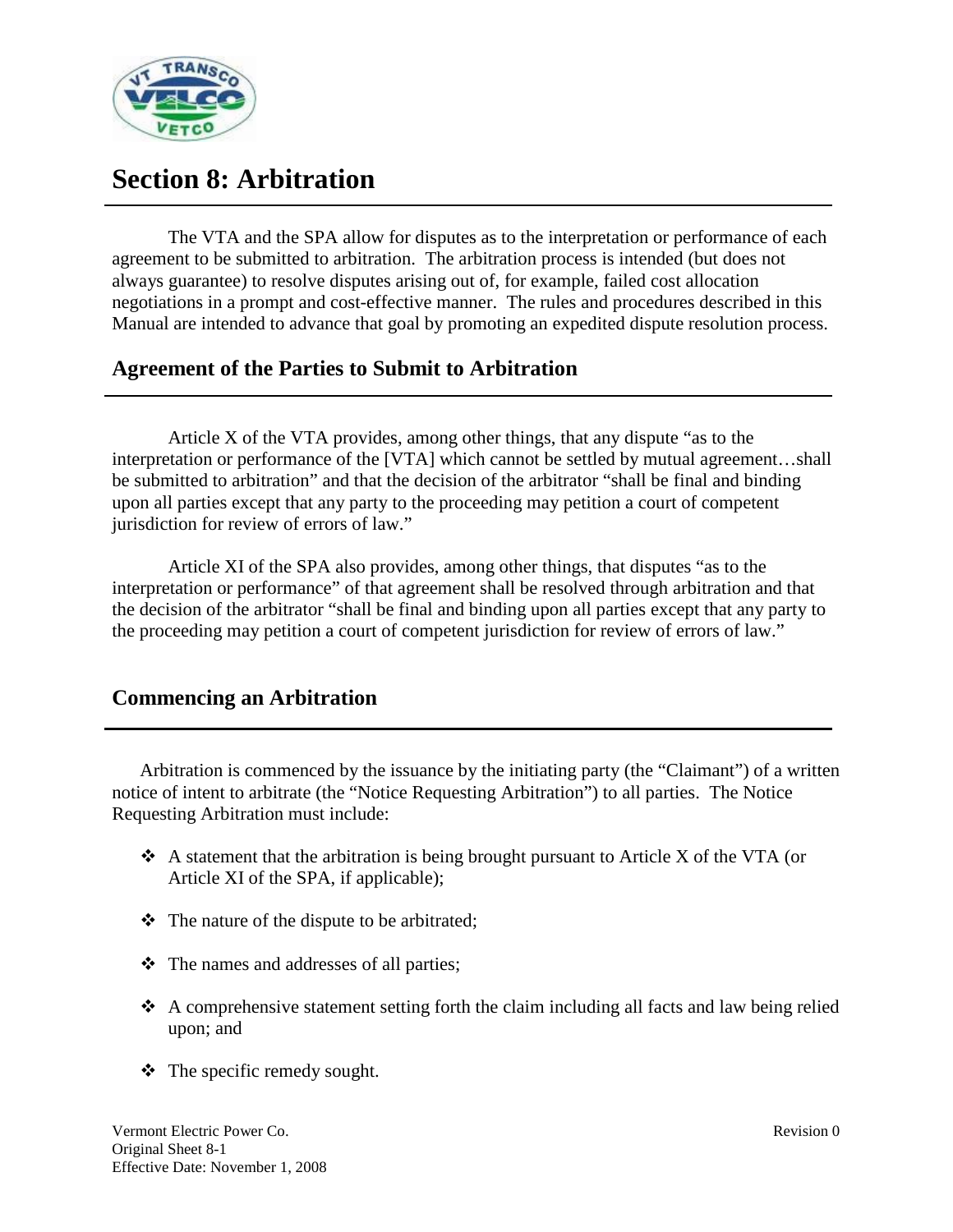# Section 8: Arbitration

The VTA and the SPA allow for disputes as to the interpretation or performance of each agreement to be submitted to arbitration. The arbitration process is intended (but does not always guarantee) to resolve disputes arising out of, for example, failed cost allocation negotiations in a prompt and cost-effective manner. The rules and procedures described in this Manual are intended to advance that goal by promoting an expedited dispute resolution process.

## Agreement of the Parties to Submit to Arbitration

Article X of the VTA provides, among other things, that any dispute "as to the interpretation or performance of the [VTA] which cannot be settled by mutual agreement…shall be submitted to arbitration" and that the decision of the arbitrator "shall be final and binding upon all parties except that any party to the proceeding may petition a court of competent jurisdiction for review of errors of law."

Article XI of the SPA also provides, among other things, that disputes "as to the interpretation or performance" of that agreement shall be resolved through arbitration and that the decision of the arbitrator "shall be final and binding upon all parties except that any party to the proceeding may petition a court of competent jurisdiction for review of errors of law."

## Commencing an Arbitration

Arbitration is commenced by the issuance by the initiating party (the "Claimant") of a written notice of intent to arbitrate (the "Notice Requesting Arbitration") to all parties. The Notice Requesting Arbitration must include:

- A statement that the arbitration is being brought pursuant to Article X of the VTA (or Article XI of the SPA, if applicable);
- The nature of the dispute to be arbitrated;
- The names and addresses of all parties;
- A comprehensive statement setting forth the claim including all facts and law being relied upon; and
- The specific remedy sought.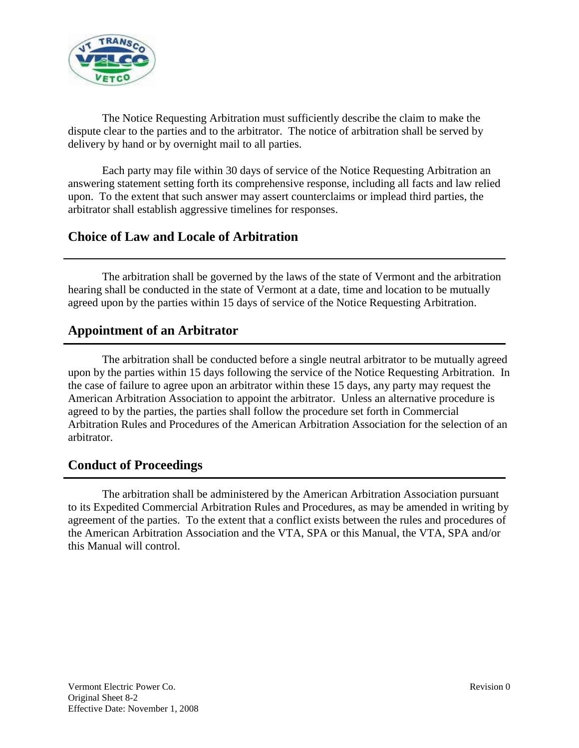The Notice Requesting Arbitration must sufficiently describe the claim to make the dispute clear to the parties and to the arbitrator. The notice of arbitration shall be served by delivery by hand or by overnight mail to all parties.

Each party may file within 30 days of service of the Notice Requesting Arbitration an answering statement setting forth its comprehensive response, including all facts and law relied upon. To the extent that such answer may assert counterclaims or implead third parties, the arbitrator shall establish aggressive timelines for responses.

## Choice of Law and Locale of Arbitration

The arbitration shall be governed by the laws of the state of Vermont and the arbitration hearing shall be conducted in the state of Vermont at a date, time and location to be mutually agreed upon by the parties within 15 days of service of the Notice Requesting Arbitration.

## Appointment of an Arbitrator

The arbitration shall be conducted before a single neutral arbitrator to be mutually agreed upon by the parties within 15 days following the service of the Notice Requesting Arbitration. In the case of failure to agree upon an arbitrator within these 15 days, any party may request the American Arbitration Association to appoint the arbitrator. Unless an alternative procedure is agreed to by the parties, the parties shall follow the procedure set forth in Commercial Arbitration Rules and Procedures of the American Arbitration Association for the selection of an arbitrator.

## Conduct of Proceedings

The arbitration shall be administered by the American Arbitration Association pursuant to its Expedited Commercial Arbitration Rules and Procedures, as may be amended in writing by agreement of the parties. To the extent that a conflict exists between the rules and procedures of the American Arbitration Association and the VTA, SPA or this Manual, the VTA, SPA and/or this Manual will control.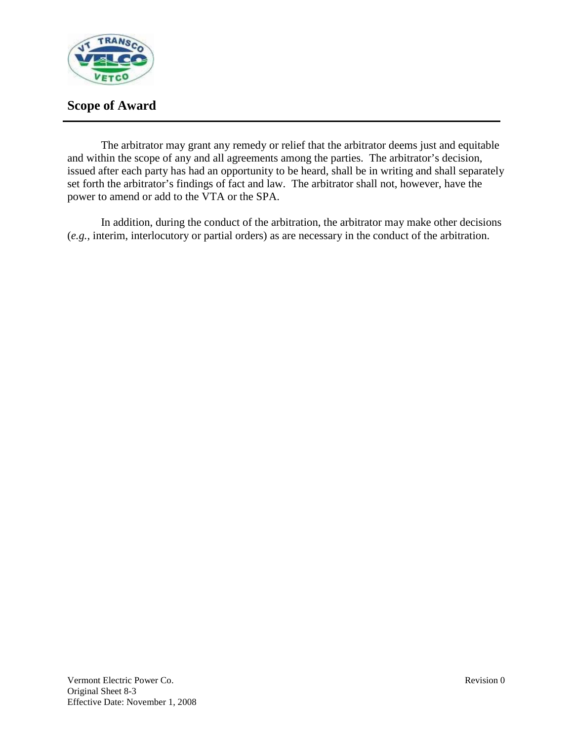## Scope of Award

The arbitrator may grant any remedy or relief that the arbitrator deems just and equitable and within the scope of any and all agreements among the parties. The arbitrator's decision, issued after each party has had an opportunity to be heard, shall be in writing and shall separately set forth the arbitrator's findings of fact and law. The arbitrator shall not, however, have the power to amend or add to the VTA or the SPA.

In addition, during the conduct of the arbitration, the arbitrator may make other decisions (*e.g.,* interim, interlocutory or partial orders) as are necessary in the conduct of the arbitration.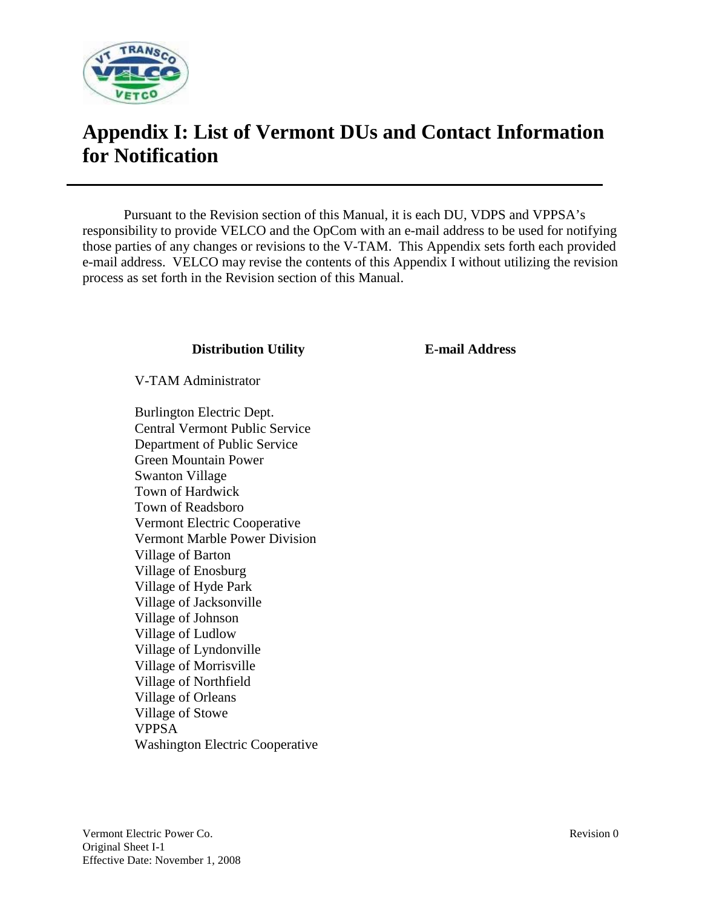# Appendix I: List of Vermont DUs and Contact Information for Notification

Pursuant to the Revision section of this Manual, it is each DU, VDPS and VPPSA's responsibility to provide VELCO and the OpCom with an e-mail address to be used for notifying those parties of any changes or revisions to the V-TAM. This Appendix sets forth each provided e-mail address. VELCO may revise the contents of this Appendix I without utilizing the revision process as set forth in the Revision section of this Manual.

| Distribution Utility | E-mail Address |
|---|---|
| V-TAM Administrator | |
| Burlington Electric Dept. | |
| Central Vermont Public Service | |
| Department of Public Service | |
| Green Mountain Power | |
| Swanton Village | |
| Town of Hardwick | |
| Town of Readsboro | |
| Vermont Electric Cooperative | |
| Vermont Marble Power Division | |
| Village of Barton | |
| Village of Enosburg | |
| Village of Hyde Park | |
| Village of Jacksonville | |
| Village of Johnson | |
| Village of Ludlow | |
| Village of Lyndonville | |
| Village of Morrisville | |
| Village of Northfield | |
| Village of Orleans | |
| Village of Stowe | |
| VPPSA | |
| Washington Electric Cooperative | |

Vermont Electric Power Co.
Original Sheet I-1
Effective Date: November 1, 2008

Revision 0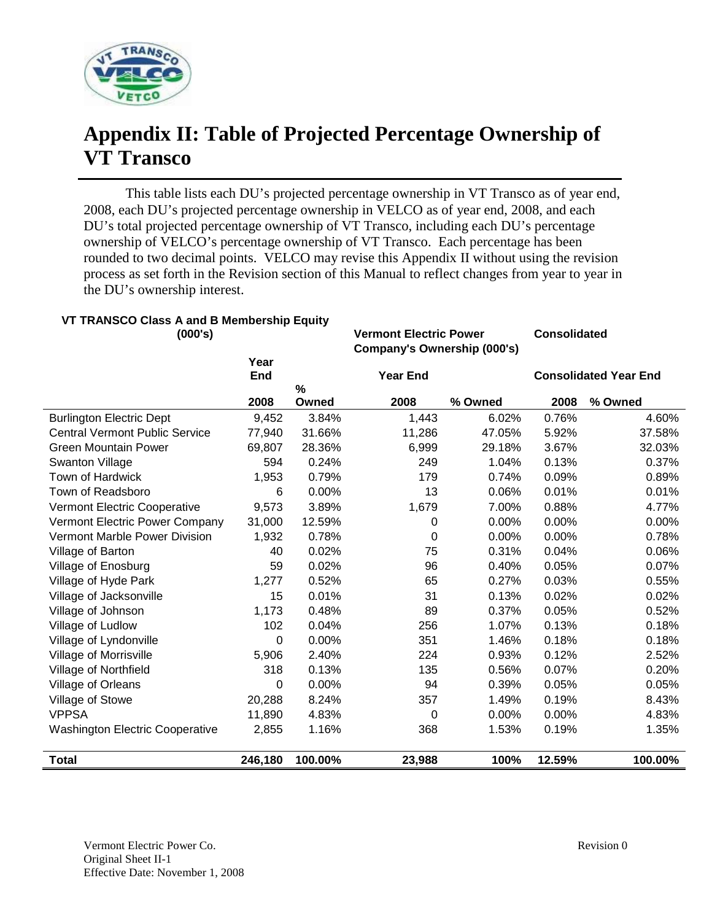# Appendix II: Table of Projected Percentage Ownership of VT Transco

This table lists each DU's projected percentage ownership in VT Transco as of year end, 2008, each DU's projected percentage ownership in VELCO as of year end, 2008, and each DU's total projected percentage ownership of VT Transco, including each DU's percentage ownership of VELCO's percentage ownership of VT Transco. Each percentage has been rounded to two decimal points. VELCO may revise this Appendix II without using the revision process as set forth in the Revision section of this Manual to reflect changes from year to year in the DU's ownership interest.

| VT TRANSCO Class A and B Membership Equity (000's) | | | Vermont Electric Power Company's Ownership (000's) | | Consolidated | |
|---|---|---|---|---|---|---|
| | Year End | | Year End | | Consolidated Year End | |
| | 2008 | % Owned | 2008 | % Owned | 2008 | % Owned |
| Burlington Electric Dept | 9,452 | 3.84% | 1,443 | 6.02% | 0.76% | 4.60% |
| Central Vermont Public Service | 77,940 | 31.66% | 11,286 | 47.05% | 5.92% | 37.58% |
| Green Mountain Power | 69,807 | 28.36% | 6,999 | 29.18% | 3.67% | 32.03% |
| Swanton Village | 594 | 0.24% | 249 | 1.04% | 0.13% | 0.37% |
| Town of Hardwick | 1,953 | 0.79% | 179 | 0.74% | 0.09% | 0.89% |
| Town of Readsboro | 6 | 0.00% | 13 | 0.06% | 0.01% | 0.01% |
| Vermont Electric Cooperative | 9,573 | 3.89% | 1,679 | 7.00% | 0.88% | 4.77% |
| Vermont Electric Power Company | 31,000 | 12.59% | 0 | 0.00% | 0.00% | 0.00% |
| Vermont Marble Power Division | 1,932 | 0.78% | 0 | 0.00% | 0.00% | 0.78% |
| Village of Barton | 40 | 0.02% | 75 | 0.31% | 0.04% | 0.06% |
| Village of Enosburg | 59 | 0.02% | 96 | 0.40% | 0.05% | 0.07% |
| Village of Hyde Park | 1,277 | 0.52% | 65 | 0.27% | 0.03% | 0.55% |
| Village of Jacksonville | 15 | 0.01% | 31 | 0.13% | 0.02% | 0.02% |
| Village of Johnson | 1,173 | 0.48% | 89 | 0.37% | 0.05% | 0.52% |
| Village of Ludlow | 102 | 0.04% | 256 | 1.07% | 0.13% | 0.18% |
| Village of Lyndonville | 0 | 0.00% | 351 | 1.46% | 0.18% | 0.18% |
| Village of Morrisville | 5,906 | 2.40% | 224 | 0.93% | 0.12% | 2.52% |
| Village of Northfield | 318 | 0.13% | 135 | 0.56% | 0.07% | 0.20% |
| Village of Orleans | 0 | 0.00% | 94 | 0.39% | 0.05% | 0.05% |
| Village of Stowe | 20,288 | 8.24% | 357 | 1.49% | 0.19% | 8.43% |
| VPPSA | 11,890 | 4.83% | 0 | 0.00% | 0.00% | 4.83% |
| Washington Electric Cooperative | 2,855 | 1.16% | 368 | 1.53% | 0.19% | 1.35% |
| **Total** | **246,180** | **100.00%** | **23,988** | **100%** | **12.59%** | **100.00%** |

Vermont Electric Power Co.
Original Sheet II-1
Effective Date: November 1, 2008

Revision 0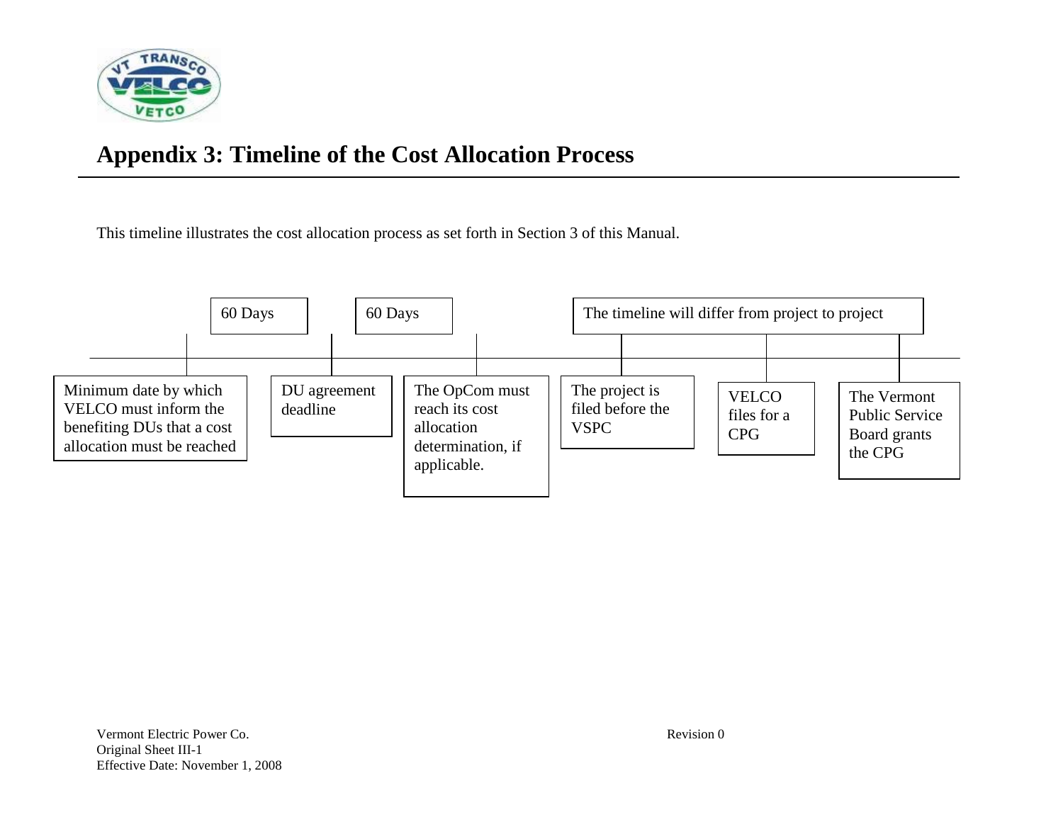# Appendix 3: Timeline of the Cost Allocation Process

This timeline illustrates the cost allocation process as set forth in Section 3 of this Manual.

60 Days

60 Days

The timeline will differ from project to project

Minimum date by which VELCO must inform the benefiting DUs that a cost allocation must be reached

DU agreement deadline

The OpCom must reach its cost allocation determination, if applicable.

The project is filed before the VSPC

VELCO files for a CPG

The Vermont Public Service Board grants the CPG

Vermont Electric Power Co.
Original Sheet III-1
Effective Date: November 1, 2008

Revision 0